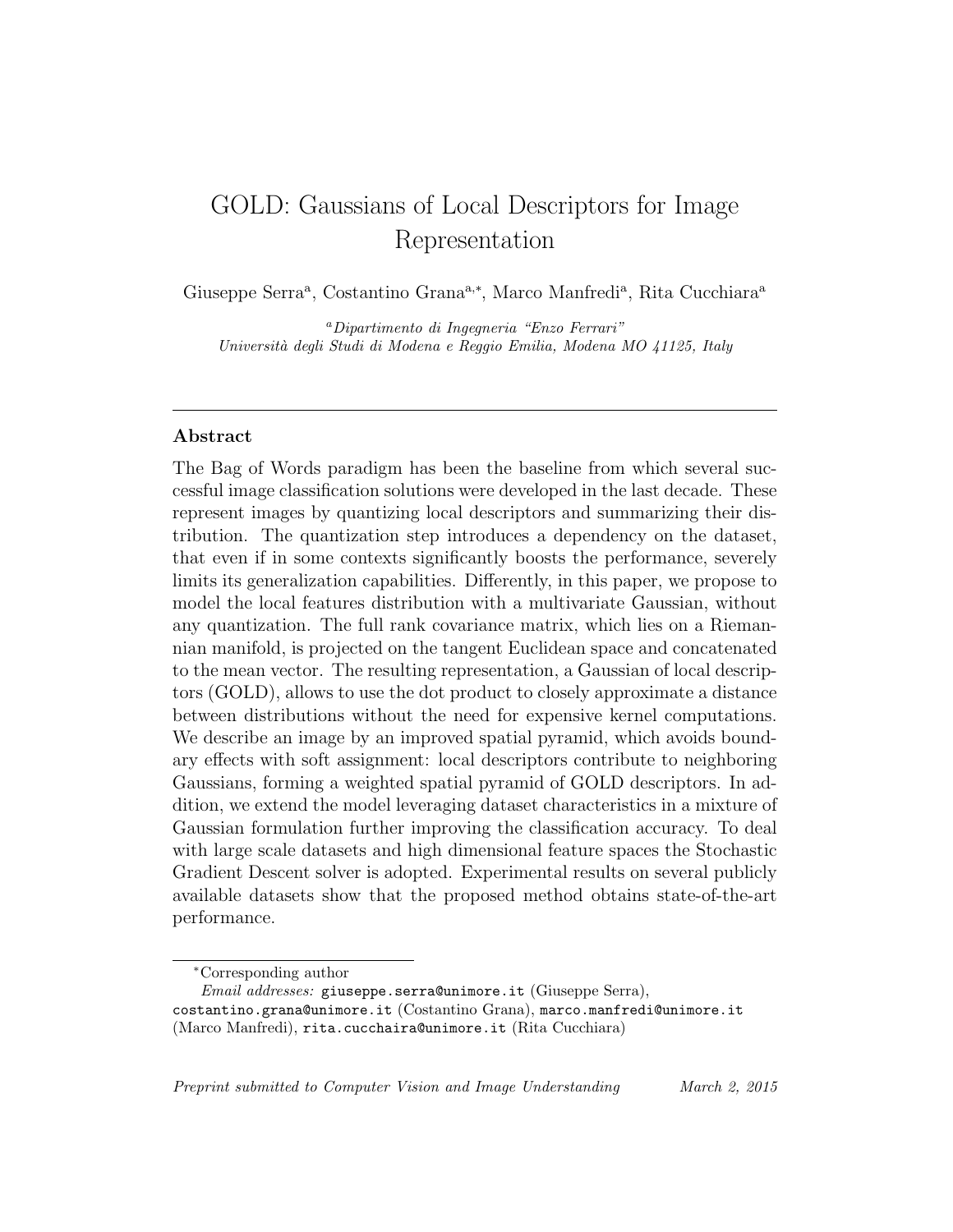# GOLD: Gaussians of Local Descriptors for Image Representation

Giuseppe Serra[a], Costantino Grana[a,*], Marco Manfredi[a], Rita Cucchiara[a]

[a]*Dipartimento di Ingegneria "Enzo Ferrari"*
*Università degli Studi di Modena e Reggio Emilia, Modena MO 41125, Italy*

---

## Abstract

The Bag of Words paradigm has been the baseline from which several successful image classification solutions were developed in the last decade. These represent images by quantizing local descriptors and summarizing their distribution. The quantization step introduces a dependency on the dataset, that even if in some contexts significantly boosts the performance, severely limits its generalization capabilities. Differently, in this paper, we propose to model the local features distribution with a multivariate Gaussian, without any quantization. The full rank covariance matrix, which lies on a Riemannian manifold, is projected on the tangent Euclidean space and concatenated to the mean vector. The resulting representation, a Gaussian of local descriptors (GOLD), allows to use the dot product to closely approximate a distance between distributions without the need for expensive kernel computations. We describe an image by an improved spatial pyramid, which avoids boundary effects with soft assignment: local descriptors contribute to neighboring Gaussians, forming a weighted spatial pyramid of GOLD descriptors. In addition, we extend the model leveraging dataset characteristics in a mixture of Gaussian formulation further improving the classification accuracy. To deal with large scale datasets and high dimensional feature spaces the Stochastic Gradient Descent solver is adopted. Experimental results on several publicly available datasets show that the proposed method obtains state-of-the-art performance.

---

[*] Corresponding author

*Email addresses:* giuseppe.serra@unimore.it (Giuseppe Serra), costantino.grana@unimore.it (Costantino Grana), marco.manfredi@unimore.it (Marco Manfredi), rita.cucchaira@unimore.it (Rita Cucchiara)

*Preprint submitted to Computer Vision and Image Understanding* *March 2, 2015*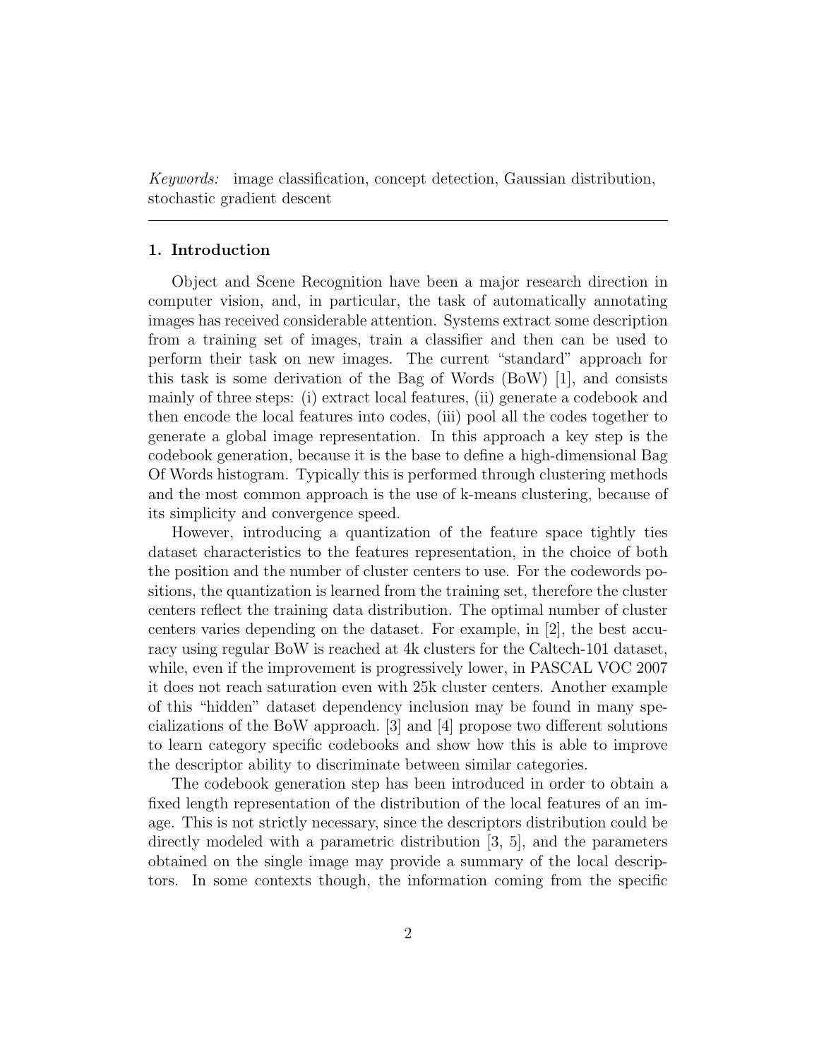*Keywords:* image classification, concept detection, Gaussian distribution, stochastic gradient descent

## 1. Introduction

Object and Scene Recognition have been a major research direction in computer vision, and, in particular, the task of automatically annotating images has received considerable attention. Systems extract some description from a training set of images, train a classifier and then can be used to perform their task on new images. The current "standard" approach for this task is some derivation of the Bag of Words (BoW) [1], and consists mainly of three steps: (i) extract local features, (ii) generate a codebook and then encode the local features into codes, (iii) pool all the codes together to generate a global image representation. In this approach a key step is the codebook generation, because it is the base to define a high-dimensional Bag Of Words histogram. Typically this is performed through clustering methods and the most common approach is the use of k-means clustering, because of its simplicity and convergence speed.

However, introducing a quantization of the feature space tightly ties dataset characteristics to the features representation, in the choice of both the position and the number of cluster centers to use. For the codewords positions, the quantization is learned from the training set, therefore the cluster centers reflect the training data distribution. The optimal number of cluster centers varies depending on the dataset. For example, in [2], the best accuracy using regular BoW is reached at 4k clusters for the Caltech-101 dataset, while, even if the improvement is progressively lower, in PASCAL VOC 2007 it does not reach saturation even with 25k cluster centers. Another example of this "hidden" dataset dependency inclusion may be found in many specializations of the BoW approach. [3] and [4] propose two different solutions to learn category specific codebooks and show how this is able to improve the descriptor ability to discriminate between similar categories.

The codebook generation step has been introduced in order to obtain a fixed length representation of the distribution of the local features of an image. This is not strictly necessary, since the descriptors distribution could be directly modeled with a parametric distribution [3, 5], and the parameters obtained on the single image may provide a summary of the local descriptors. In some contexts though, the information coming from the specific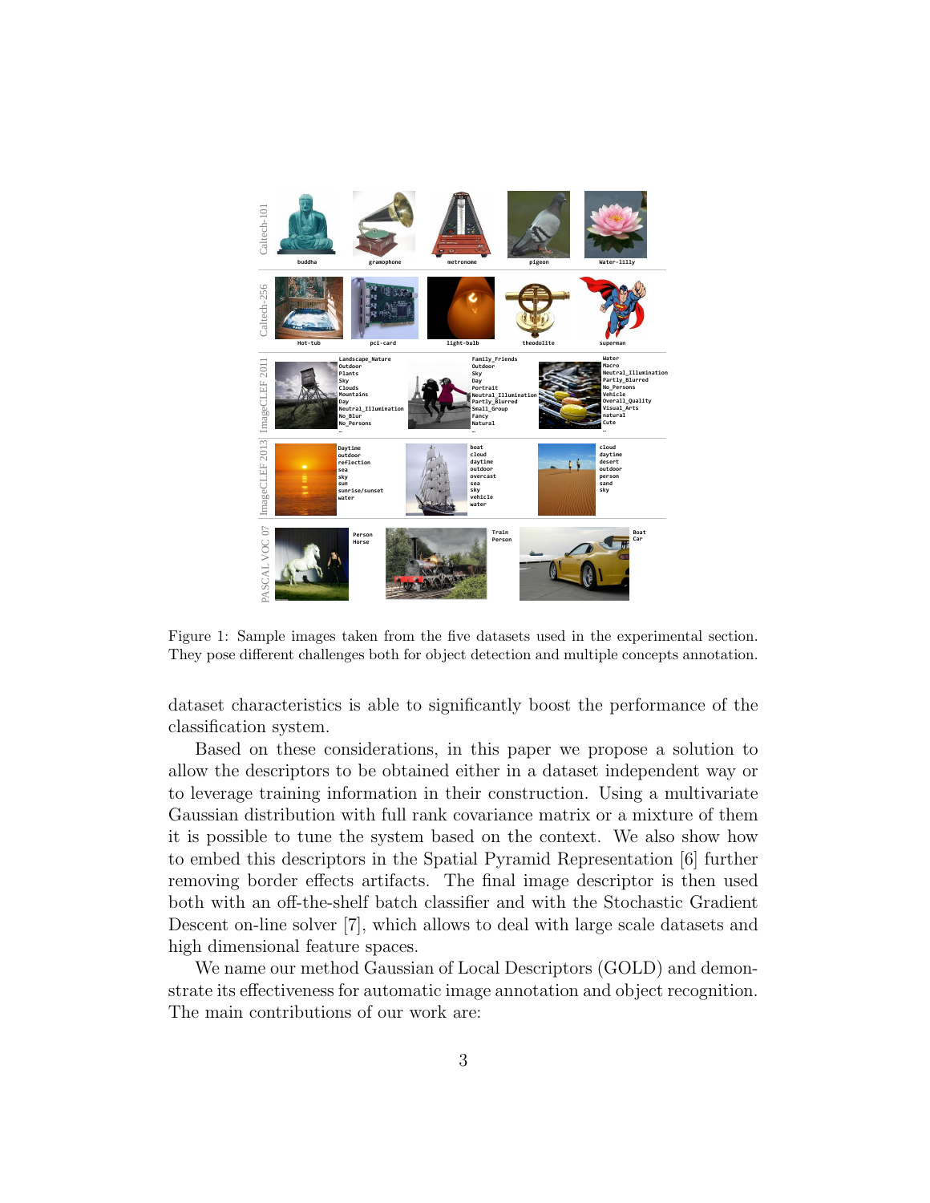Figure 1: Sample images taken from the five datasets used in the experimental section. They pose different challenges both for object detection and multiple concepts annotation.

dataset characteristics is able to significantly boost the performance of the classification system.

Based on these considerations, in this paper we propose a solution to allow the descriptors to be obtained either in a dataset independent way or to leverage training information in their construction. Using a multivariate Gaussian distribution with full rank covariance matrix or a mixture of them it is possible to tune the system based on the context. We also show how to embed this descriptors in the Spatial Pyramid Representation [6] further removing border effects artifacts. The final image descriptor is then used both with an off-the-shelf batch classifier and with the Stochastic Gradient Descent on-line solver [7], which allows to deal with large scale datasets and high dimensional feature spaces.

We name our method Gaussian of Local Descriptors (GOLD) and demonstrate its effectiveness for automatic image annotation and object recognition. The main contributions of our work are: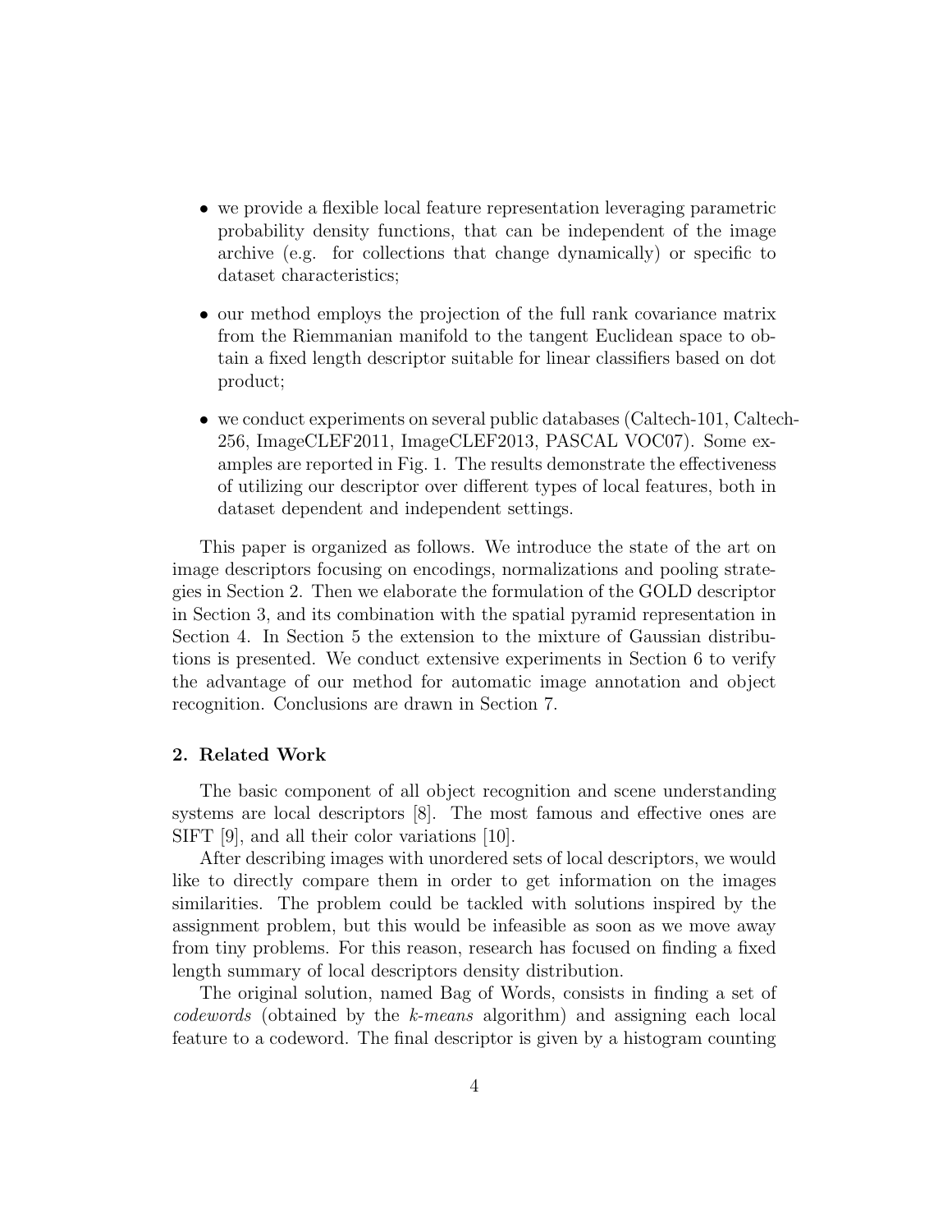- we provide a flexible local feature representation leveraging parametric probability density functions, that can be independent of the image archive (e.g. for collections that change dynamically) or specific to dataset characteristics;
- our method employs the projection of the full rank covariance matrix from the Riemmanian manifold to the tangent Euclidean space to obtain a fixed length descriptor suitable for linear classifiers based on dot product;
- we conduct experiments on several public databases (Caltech-101, Caltech-256, ImageCLEF2011, ImageCLEF2013, PASCAL VOC07). Some examples are reported in Fig. 1. The results demonstrate the effectiveness of utilizing our descriptor over different types of local features, both in dataset dependent and independent settings.

This paper is organized as follows. We introduce the state of the art on image descriptors focusing on encodings, normalizations and pooling strategies in Section 2. Then we elaborate the formulation of the GOLD descriptor in Section 3, and its combination with the spatial pyramid representation in Section 4. In Section 5 the extension to the mixture of Gaussian distributions is presented. We conduct extensive experiments in Section 6 to verify the advantage of our method for automatic image annotation and object recognition. Conclusions are drawn in Section 7.

## 2. Related Work

The basic component of all object recognition and scene understanding systems are local descriptors [8]. The most famous and effective ones are SIFT [9], and all their color variations [10].

After describing images with unordered sets of local descriptors, we would like to directly compare them in order to get information on the images similarities. The problem could be tackled with solutions inspired by the assignment problem, but this would be infeasible as soon as we move away from tiny problems. For this reason, research has focused on finding a fixed length summary of local descriptors density distribution.

The original solution, named Bag of Words, consists in finding a set of *codewords* (obtained by the *k-means* algorithm) and assigning each local feature to a codeword. The final descriptor is given by a histogram counting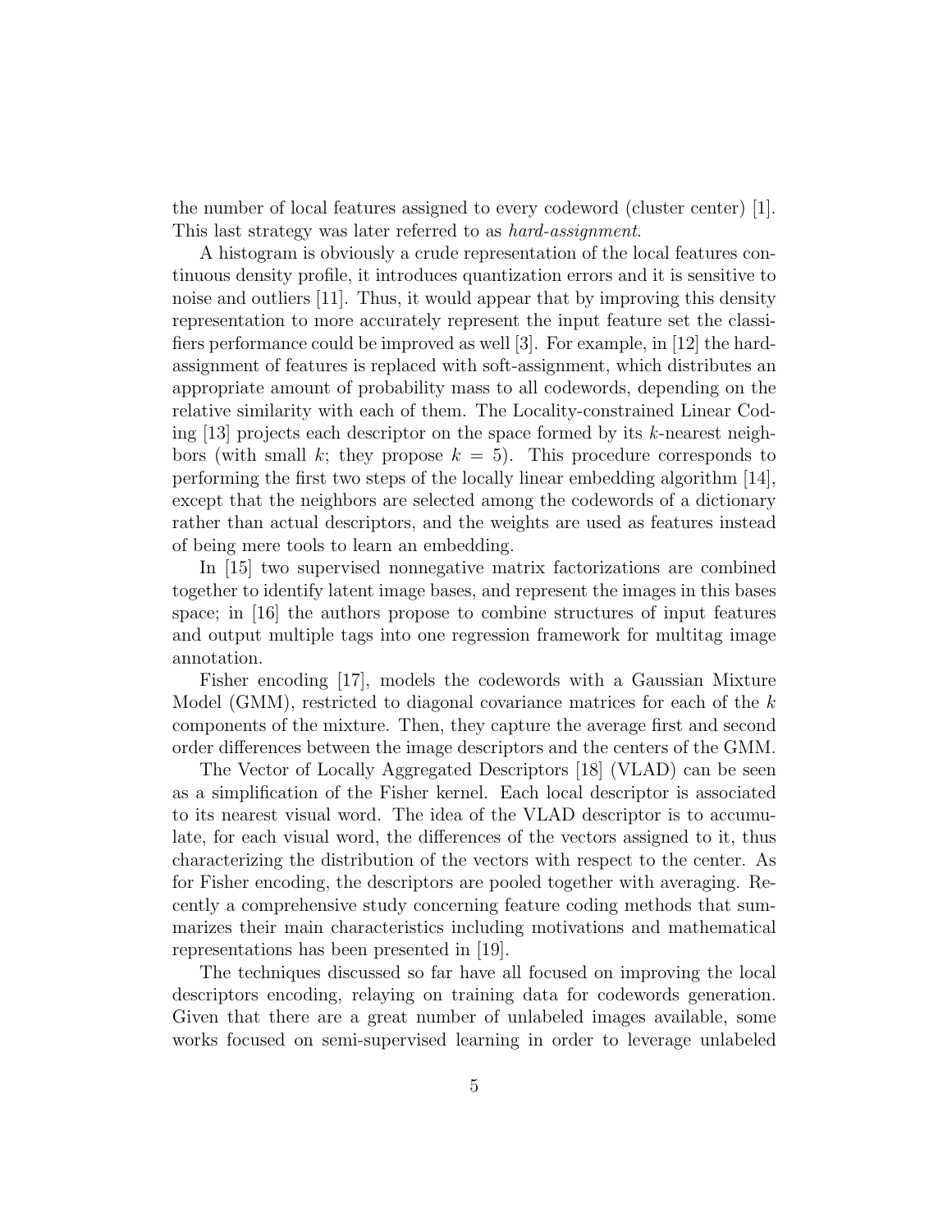the number of local features assigned to every codeword (cluster center) [1]. This last strategy was later referred to as *hard-assignment*.

A histogram is obviously a crude representation of the local features continuous density profile, it introduces quantization errors and it is sensitive to noise and outliers [11]. Thus, it would appear that by improving this density representation to more accurately represent the input feature set the classifiers performance could be improved as well [3]. For example, in [12] the hard-assignment of features is replaced with soft-assignment, which distributes an appropriate amount of probability mass to all codewords, depending on the relative similarity with each of them. The Locality-constrained Linear Coding [13] projects each descriptor on the space formed by its $k$-nearest neighbors (with small $k$; they propose $k = 5$). This procedure corresponds to performing the first two steps of the locally linear embedding algorithm [14], except that the neighbors are selected among the codewords of a dictionary rather than actual descriptors, and the weights are used as features instead of being mere tools to learn an embedding.

In [15] two supervised nonnegative matrix factorizations are combined together to identify latent image bases, and represent the images in this bases space; in [16] the authors propose to combine structures of input features and output multiple tags into one regression framework for multitag image annotation.

Fisher encoding [17], models the codewords with a Gaussian Mixture Model (GMM), restricted to diagonal covariance matrices for each of the $k$ components of the mixture. Then, they capture the average first and second order differences between the image descriptors and the centers of the GMM.

The Vector of Locally Aggregated Descriptors [18] (VLAD) can be seen as a simplification of the Fisher kernel. Each local descriptor is associated to its nearest visual word. The idea of the VLAD descriptor is to accumulate, for each visual word, the differences of the vectors assigned to it, thus characterizing the distribution of the vectors with respect to the center. As for Fisher encoding, the descriptors are pooled together with averaging. Recently a comprehensive study concerning feature coding methods that summarizes their main characteristics including motivations and mathematical representations has been presented in [19].

The techniques discussed so far have all focused on improving the local descriptors encoding, relaying on training data for codewords generation. Given that there are a great number of unlabeled images available, some works focused on semi-supervised learning in order to leverage unlabeled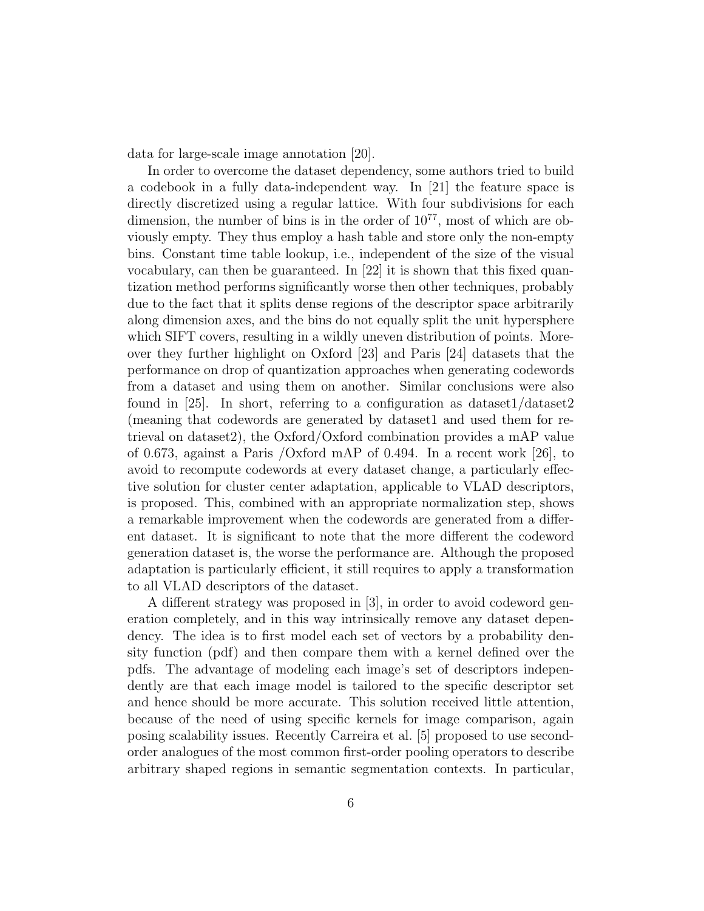data for large-scale image annotation [20].

In order to overcome the dataset dependency, some authors tried to build a codebook in a fully data-independent way. In [21] the feature space is directly discretized using a regular lattice. With four subdivisions for each dimension, the number of bins is in the order of $10^{77}$, most of which are obviously empty. They thus employ a hash table and store only the non-empty bins. Constant time table lookup, i.e., independent of the size of the visual vocabulary, can then be guaranteed. In [22] it is shown that this fixed quantization method performs significantly worse then other techniques, probably due to the fact that it splits dense regions of the descriptor space arbitrarily along dimension axes, and the bins do not equally split the unit hypersphere which SIFT covers, resulting in a wildly uneven distribution of points. Moreover they further highlight on Oxford [23] and Paris [24] datasets that the performance on drop of quantization approaches when generating codewords from a dataset and using them on another. Similar conclusions were also found in [25]. In short, referring to a configuration as dataset1/dataset2 (meaning that codewords are generated by dataset1 and used them for retrieval on dataset2), the Oxford/Oxford combination provides a mAP value of 0.673, against a Paris /Oxford mAP of 0.494. In a recent work [26], to avoid to recompute codewords at every dataset change, a particularly effective solution for cluster center adaptation, applicable to VLAD descriptors, is proposed. This, combined with an appropriate normalization step, shows a remarkable improvement when the codewords are generated from a different dataset. It is significant to note that the more different the codeword generation dataset is, the worse the performance are. Although the proposed adaptation is particularly efficient, it still requires to apply a transformation to all VLAD descriptors of the dataset.

A different strategy was proposed in [3], in order to avoid codeword generation completely, and in this way intrinsically remove any dataset dependency. The idea is to first model each set of vectors by a probability density function (pdf) and then compare them with a kernel defined over the pdfs. The advantage of modeling each image's set of descriptors independently are that each image model is tailored to the specific descriptor set and hence should be more accurate. This solution received little attention, because of the need of using specific kernels for image comparison, again posing scalability issues. Recently Carreira et al. [5] proposed to use second-order analogues of the most common first-order pooling operators to describe arbitrary shaped regions in semantic segmentation contexts. In particular,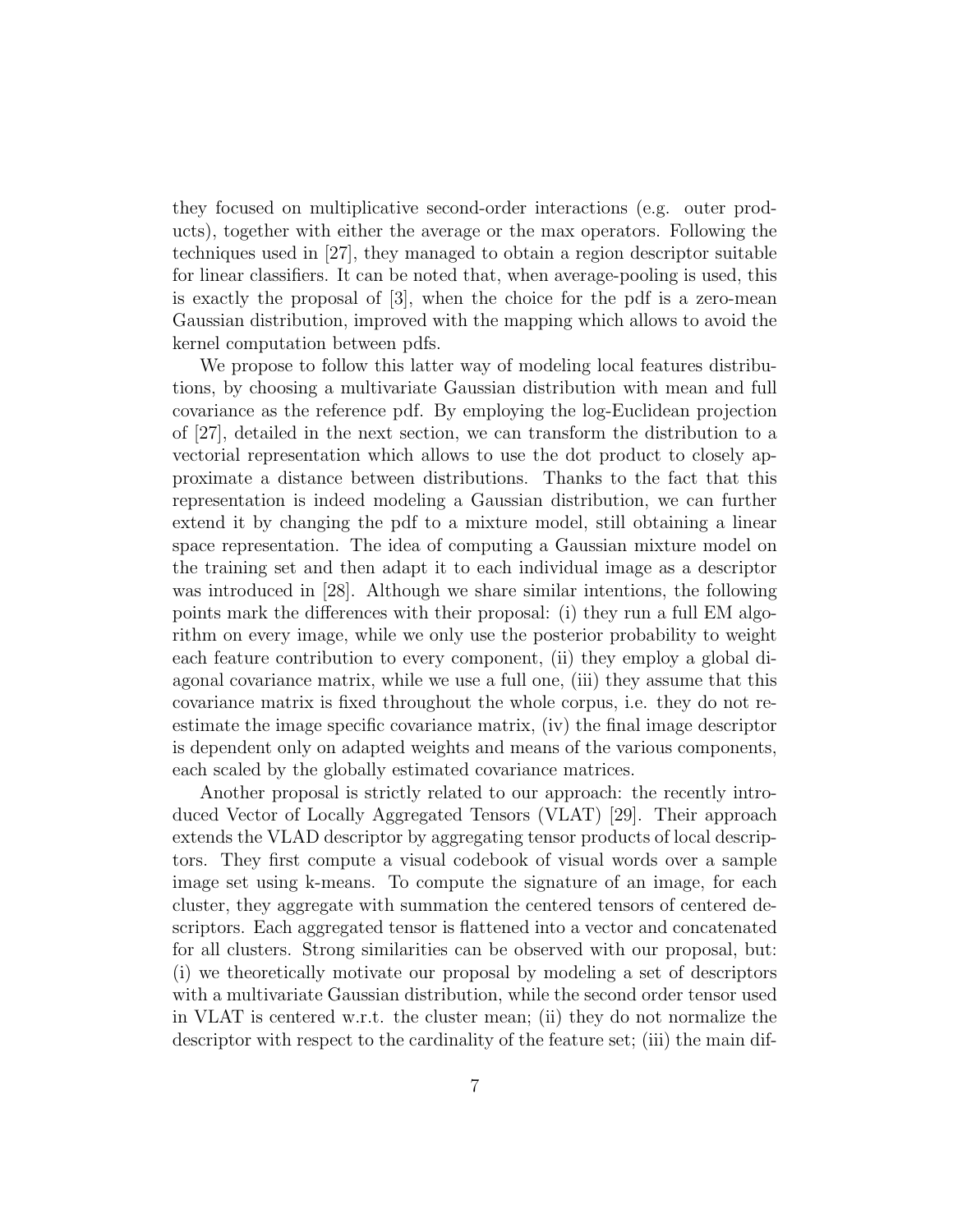they focused on multiplicative second-order interactions (e.g. outer products), together with either the average or the max operators. Following the techniques used in [27], they managed to obtain a region descriptor suitable for linear classifiers. It can be noted that, when average-pooling is used, this is exactly the proposal of [3], when the choice for the pdf is a zero-mean Gaussian distribution, improved with the mapping which allows to avoid the kernel computation between pdfs.

We propose to follow this latter way of modeling local features distributions, by choosing a multivariate Gaussian distribution with mean and full covariance as the reference pdf. By employing the log-Euclidean projection of [27], detailed in the next section, we can transform the distribution to a vectorial representation which allows to use the dot product to closely approximate a distance between distributions. Thanks to the fact that this representation is indeed modeling a Gaussian distribution, we can further extend it by changing the pdf to a mixture model, still obtaining a linear space representation. The idea of computing a Gaussian mixture model on the training set and then adapt it to each individual image as a descriptor was introduced in [28]. Although we share similar intentions, the following points mark the differences with their proposal: (i) they run a full EM algorithm on every image, while we only use the posterior probability to weight each feature contribution to every component, (ii) they employ a global diagonal covariance matrix, while we use a full one, (iii) they assume that this covariance matrix is fixed throughout the whole corpus, i.e. they do not re-estimate the image specific covariance matrix, (iv) the final image descriptor is dependent only on adapted weights and means of the various components, each scaled by the globally estimated covariance matrices.

Another proposal is strictly related to our approach: the recently introduced Vector of Locally Aggregated Tensors (VLAT) [29]. Their approach extends the VLAD descriptor by aggregating tensor products of local descriptors. They first compute a visual codebook of visual words over a sample image set using k-means. To compute the signature of an image, for each cluster, they aggregate with summation the centered tensors of centered descriptors. Each aggregated tensor is flattened into a vector and concatenated for all clusters. Strong similarities can be observed with our proposal, but: (i) we theoretically motivate our proposal by modeling a set of descriptors with a multivariate Gaussian distribution, while the second order tensor used in VLAT is centered w.r.t. the cluster mean; (ii) they do not normalize the descriptor with respect to the cardinality of the feature set; (iii) the main dif-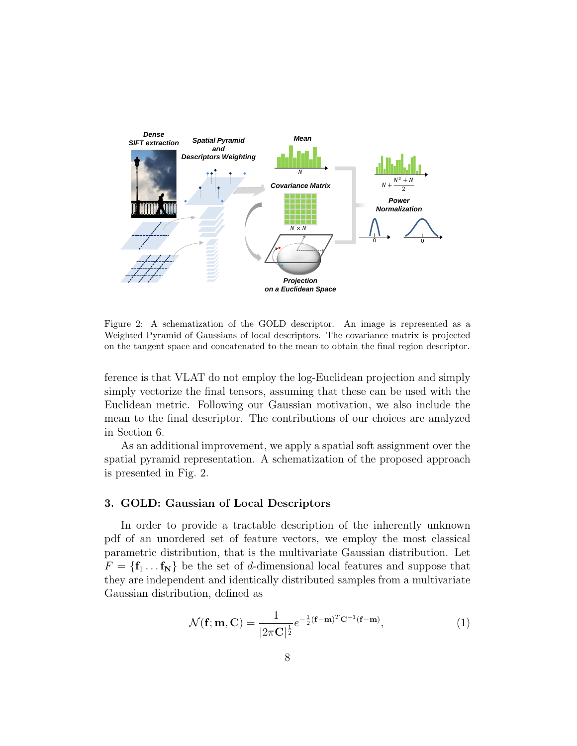Figure 2: A schematization of the GOLD descriptor. An image is represented as a Weighted Pyramid of Gaussians of local descriptors. The covariance matrix is projected on the tangent space and concatenated to the mean to obtain the final region descriptor.

ference is that VLAT do not employ the log-Euclidean projection and simply simply vectorize the final tensors, assuming that these can be used with the Euclidean metric. Following our Gaussian motivation, we also include the mean to the final descriptor. The contributions of our choices are analyzed in Section 6.

As an additional improvement, we apply a spatial soft assignment over the spatial pyramid representation. A schematization of the proposed approach is presented in Fig. 2.

## 3. GOLD: Gaussian of Local Descriptors

In order to provide a tractable description of the inherently unknown pdf of an unordered set of feature vectors, we employ the most classical parametric distribution, that is the multivariate Gaussian distribution. Let $F = \{\mathbf{f}_1 \ldots \mathbf{f}_\mathbf{N}\}$ be the set of $d$-dimensional local features and suppose that they are independent and identically distributed samples from a multivariate Gaussian distribution, defined as

$$\mathcal{N}(\mathbf{f}; \mathbf{m}, \mathbf{C}) = \frac{1}{|2\pi\mathbf{C}|^{\frac{1}{2}}} e^{-\frac{1}{2}(\mathbf{f}-\mathbf{m})^T \mathbf{C}^{-1}(\mathbf{f}-\mathbf{m})}, \tag{1}$$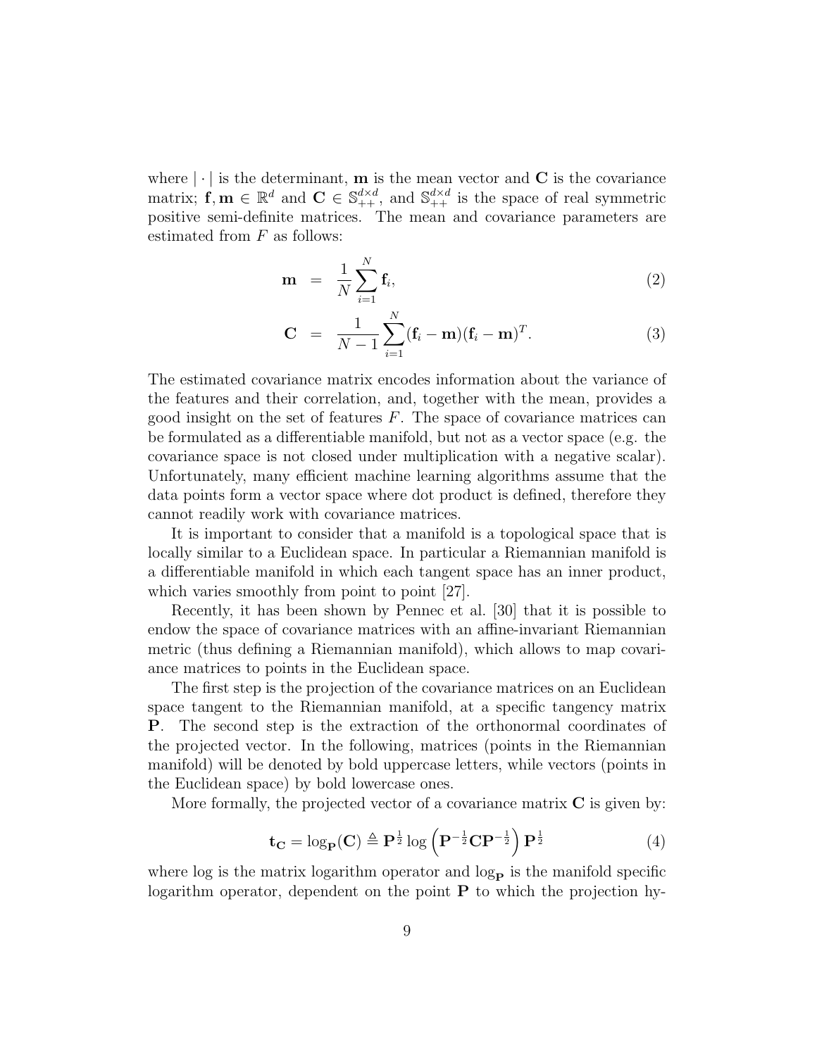where $|\cdot|$ is the determinant, $\mathbf{m}$ is the mean vector and $\mathbf{C}$ is the covariance matrix; $\mathbf{f}, \mathbf{m} \in \mathbb{R}^d$ and $\mathbf{C} \in \mathbb{S}_{++}^{d \times d}$, and $\mathbb{S}_{++}^{d \times d}$ is the space of real symmetric positive semi-definite matrices. The mean and covariance parameters are estimated from $F$ as follows:

$$\mathbf{m} = \frac{1}{N} \sum_{i=1}^{N} \mathbf{f}_i, \tag{2}$$

$$\mathbf{C} = \frac{1}{N-1} \sum_{i=1}^{N} (\mathbf{f}_i - \mathbf{m})(\mathbf{f}_i - \mathbf{m})^T. \tag{3}$$

The estimated covariance matrix encodes information about the variance of the features and their correlation, and, together with the mean, provides a good insight on the set of features $F$. The space of covariance matrices can be formulated as a differentiable manifold, but not as a vector space (e.g. the covariance space is not closed under multiplication with a negative scalar). Unfortunately, many efficient machine learning algorithms assume that the data points form a vector space where dot product is defined, therefore they cannot readily work with covariance matrices.

It is important to consider that a manifold is a topological space that is locally similar to a Euclidean space. In particular a Riemannian manifold is a differentiable manifold in which each tangent space has an inner product, which varies smoothly from point to point [27].

Recently, it has been shown by Pennec et al. [30] that it is possible to endow the space of covariance matrices with an affine-invariant Riemannian metric (thus defining a Riemannian manifold), which allows to map covariance matrices to points in the Euclidean space.

The first step is the projection of the covariance matrices on an Euclidean space tangent to the Riemannian manifold, at a specific tangency matrix $\mathbf{P}$. The second step is the extraction of the orthonormal coordinates of the projected vector. In the following, matrices (points in the Riemannian manifold) will be denoted by bold uppercase letters, while vectors (points in the Euclidean space) by bold lowercase ones.

More formally, the projected vector of a covariance matrix $\mathbf{C}$ is given by:

$$\mathbf{t}_{\mathbf{C}} = \log_{\mathbf{P}}(\mathbf{C}) \triangleq \mathbf{P}^{\frac{1}{2}} \log\left(\mathbf{P}^{-\frac{1}{2}} \mathbf{C} \mathbf{P}^{-\frac{1}{2}}\right) \mathbf{P}^{\frac{1}{2}} \tag{4}$$

where log is the matrix logarithm operator and $\log_{\mathbf{P}}$ is the manifold specific logarithm operator, dependent on the point $\mathbf{P}$ to which the projection hy-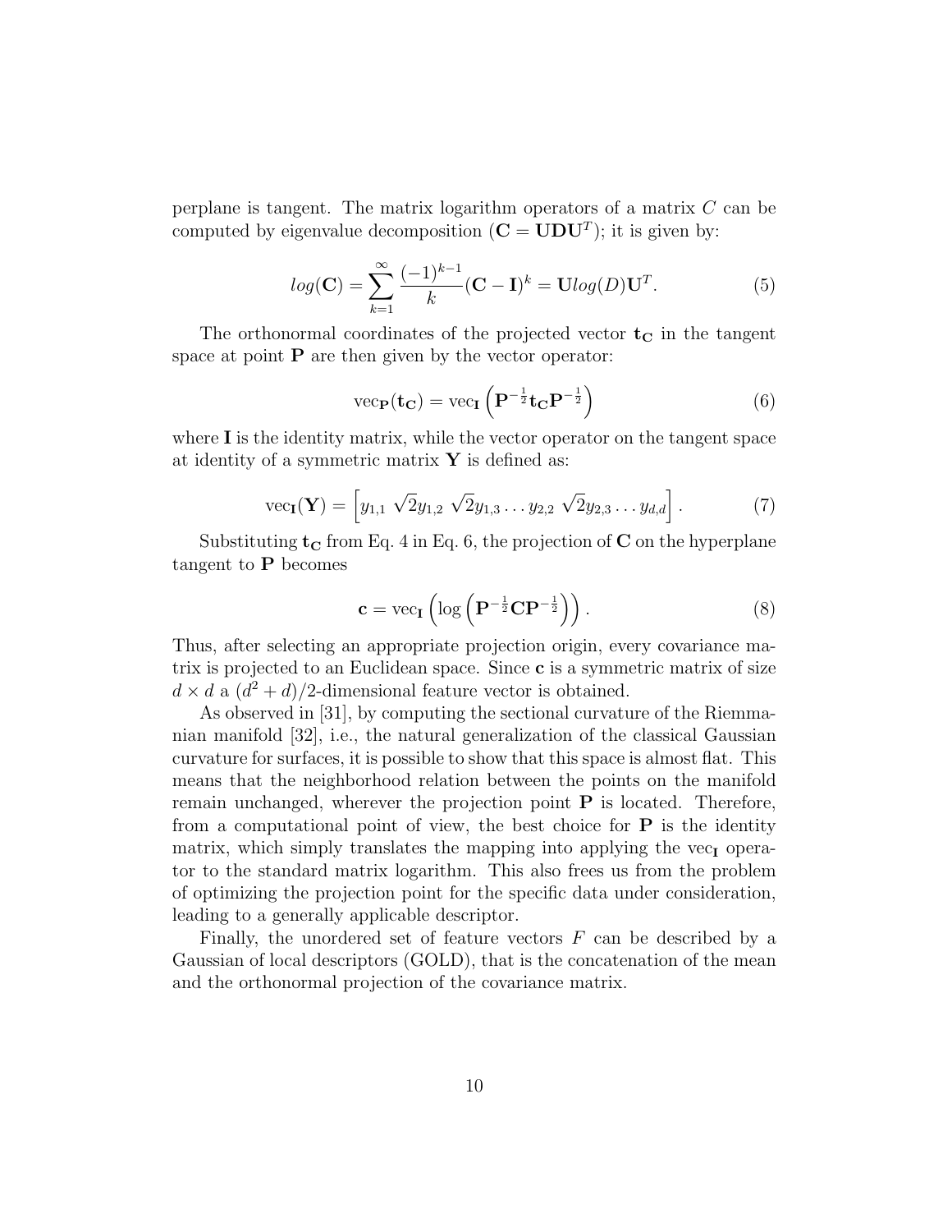perplane is tangent. The matrix logarithm operators of a matrix $C$ can be computed by eigenvalue decomposition ($\mathbf{C} = \mathbf{U}\mathbf{D}\mathbf{U}^T$); it is given by:

$$log(\mathbf{C}) = \sum_{k=1}^{\infty} \frac{(-1)^{k-1}}{k} (\mathbf{C} - \mathbf{I})^k = \mathbf{U} log(D) \mathbf{U}^T. \tag{5}$$

The orthonormal coordinates of the projected vector $\mathbf{t_C}$ in the tangent space at point $\mathbf{P}$ are then given by the vector operator:

$$\text{vec}_{\mathbf{P}}(\mathbf{t_C}) = \text{vec}_{\mathbf{I}} \left( \mathbf{P}^{-\frac{1}{2}} \mathbf{t_C} \mathbf{P}^{-\frac{1}{2}} \right) \tag{6}$$

where $\mathbf{I}$ is the identity matrix, while the vector operator on the tangent space at identity of a symmetric matrix $\mathbf{Y}$ is defined as:

$$\text{vec}_{\mathbf{I}}(\mathbf{Y}) = \left[ y_{1,1} \ \sqrt{2} y_{1,2} \ \sqrt{2} y_{1,3} \ldots y_{2,2} \ \sqrt{2} y_{2,3} \ldots y_{d,d} \right]. \tag{7}$$

Substituting $\mathbf{t_C}$ from Eq. 4 in Eq. 6, the projection of $\mathbf{C}$ on the hyperplane tangent to $\mathbf{P}$ becomes

$$\mathbf{c} = \text{vec}_{\mathbf{I}} \left( \log \left( \mathbf{P}^{-\frac{1}{2}} \mathbf{C} \mathbf{P}^{-\frac{1}{2}} \right) \right). \tag{8}$$

Thus, after selecting an appropriate projection origin, every covariance matrix is projected to an Euclidean space. Since $\mathbf{c}$ is a symmetric matrix of size $d \times d$ a $(d^2 + d)/2$-dimensional feature vector is obtained.

As observed in [31], by computing the sectional curvature of the Riemmanian manifold [32], i.e., the natural generalization of the classical Gaussian curvature for surfaces, it is possible to show that this space is almost flat. This means that the neighborhood relation between the points on the manifold remain unchanged, wherever the projection point $\mathbf{P}$ is located. Therefore, from a computational point of view, the best choice for $\mathbf{P}$ is the identity matrix, which simply translates the mapping into applying the $\text{vec}_{\mathbf{I}}$ operator to the standard matrix logarithm. This also frees us from the problem of optimizing the projection point for the specific data under consideration, leading to a generally applicable descriptor.

Finally, the unordered set of feature vectors $F$ can be described by a Gaussian of local descriptors (GOLD), that is the concatenation of the mean and the orthonormal projection of the covariance matrix.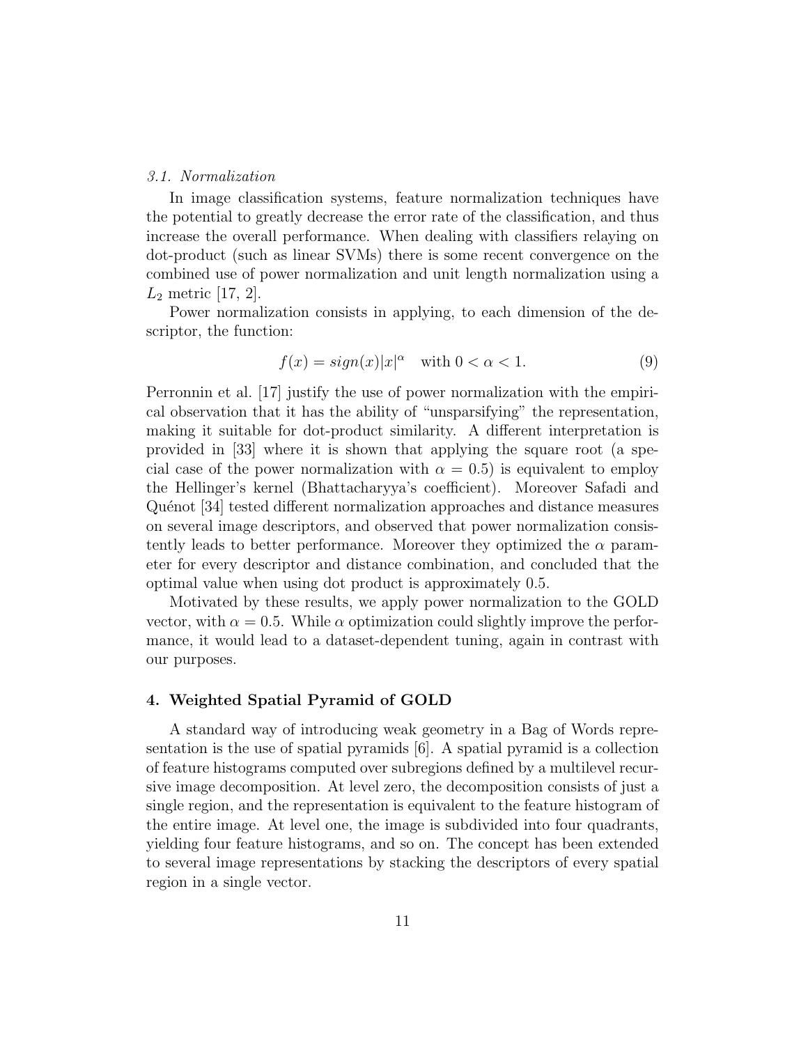### 3.1. Normalization

In image classification systems, feature normalization techniques have the potential to greatly decrease the error rate of the classification, and thus increase the overall performance. When dealing with classifiers relaying on dot-product (such as linear SVMs) there is some recent convergence on the combined use of power normalization and unit length normalization using a $L_2$ metric [17, 2].

Power normalization consists in applying, to each dimension of the descriptor, the function:

$$f(x) = sign(x)|x|^{\alpha} \quad \text{with } 0 < \alpha < 1. \tag{9}$$

Perronnin et al. [17] justify the use of power normalization with the empirical observation that it has the ability of "unsparsifying" the representation, making it suitable for dot-product similarity. A different interpretation is provided in [33] where it is shown that applying the square root (a special case of the power normalization with $\alpha = 0.5$) is equivalent to employ the Hellinger's kernel (Bhattacharyya's coefficient). Moreover Safadi and Quénot [34] tested different normalization approaches and distance measures on several image descriptors, and observed that power normalization consistently leads to better performance. Moreover they optimized the $\alpha$ parameter for every descriptor and distance combination, and concluded that the optimal value when using dot product is approximately 0.5.

Motivated by these results, we apply power normalization to the GOLD vector, with $\alpha = 0.5$. While $\alpha$ optimization could slightly improve the performance, it would lead to a dataset-dependent tuning, again in contrast with our purposes.

## 4. Weighted Spatial Pyramid of GOLD

A standard way of introducing weak geometry in a Bag of Words representation is the use of spatial pyramids [6]. A spatial pyramid is a collection of feature histograms computed over subregions defined by a multilevel recursive image decomposition. At level zero, the decomposition consists of just a single region, and the representation is equivalent to the feature histogram of the entire image. At level one, the image is subdivided into four quadrants, yielding four feature histograms, and so on. The concept has been extended to several image representations by stacking the descriptors of every spatial region in a single vector.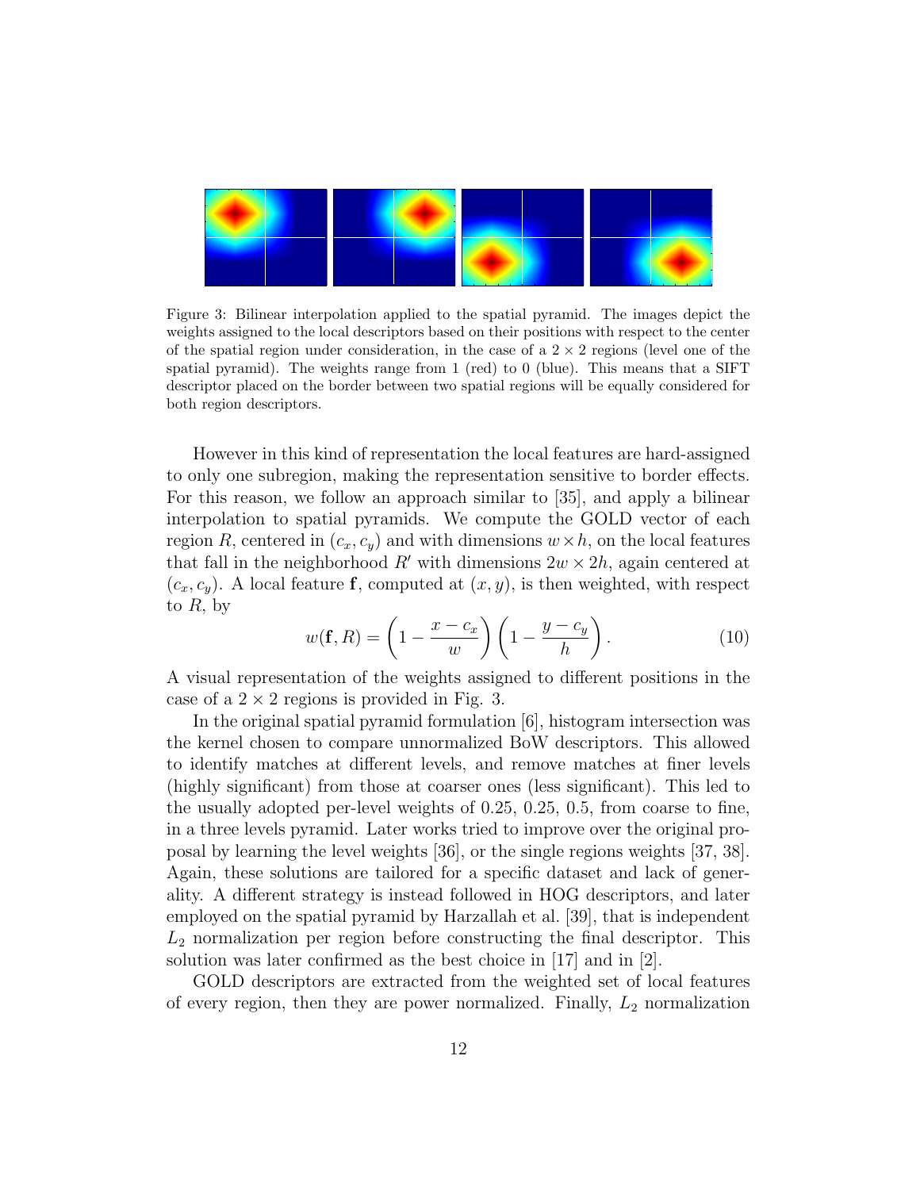Figure 3: Bilinear interpolation applied to the spatial pyramid. The images depict the weights assigned to the local descriptors based on their positions with respect to the center of the spatial region under consideration, in the case of a $2 \times 2$ regions (level one of the spatial pyramid). The weights range from 1 (red) to 0 (blue). This means that a SIFT descriptor placed on the border between two spatial regions will be equally considered for both region descriptors.

However in this kind of representation the local features are hard-assigned to only one subregion, making the representation sensitive to border effects. For this reason, we follow an approach similar to [35], and apply a bilinear interpolation to spatial pyramids. We compute the GOLD vector of each region $R$, centered in $(c_x, c_y)$ and with dimensions $w \times h$, on the local features that fall in the neighborhood $R'$ with dimensions $2w \times 2h$, again centered at $(c_x, c_y)$. A local feature $\mathbf{f}$, computed at $(x, y)$, is then weighted, with respect to $R$, by

$$w(\mathbf{f}, R) = \left(1 - \frac{x - c_x}{w}\right)\left(1 - \frac{y - c_y}{h}\right). \tag{10}$$

A visual representation of the weights assigned to different positions in the case of a $2 \times 2$ regions is provided in Fig. 3.

In the original spatial pyramid formulation [6], histogram intersection was the kernel chosen to compare unnormalized BoW descriptors. This allowed to identify matches at different levels, and remove matches at finer levels (highly significant) from those at coarser ones (less significant). This led to the usually adopted per-level weights of 0.25, 0.25, 0.5, from coarse to fine, in a three levels pyramid. Later works tried to improve over the original proposal by learning the level weights [36], or the single regions weights [37, 38]. Again, these solutions are tailored for a specific dataset and lack of generality. A different strategy is instead followed in HOG descriptors, and later employed on the spatial pyramid by Harzallah et al. [39], that is independent $L_2$ normalization per region before constructing the final descriptor. This solution was later confirmed as the best choice in [17] and in [2].

GOLD descriptors are extracted from the weighted set of local features of every region, then they are power normalized. Finally, $L_2$ normalization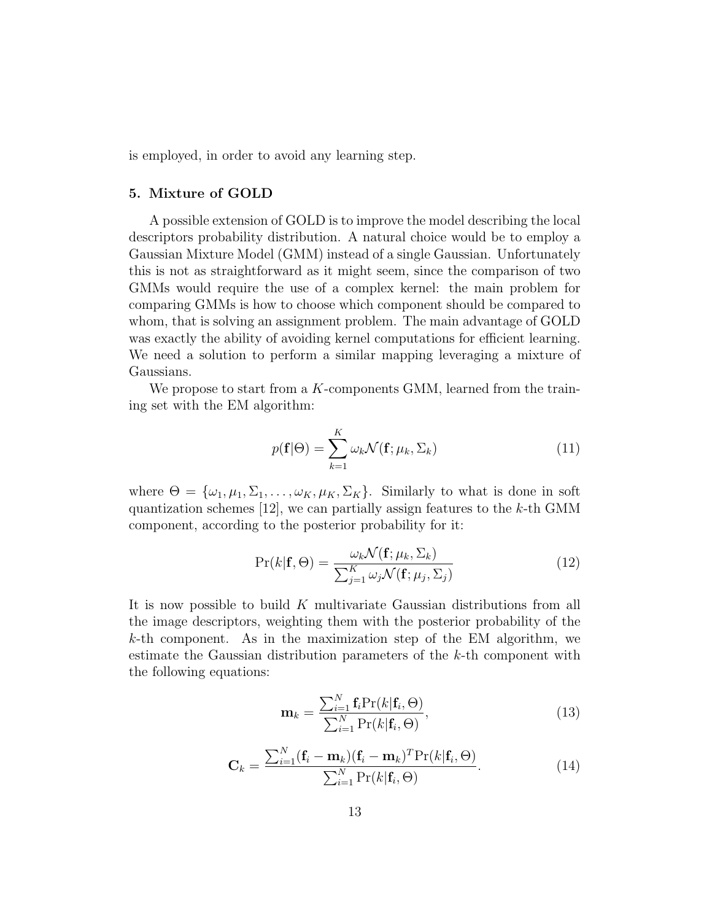is employed, in order to avoid any learning step.

## 5. Mixture of GOLD

A possible extension of GOLD is to improve the model describing the local descriptors probability distribution. A natural choice would be to employ a Gaussian Mixture Model (GMM) instead of a single Gaussian. Unfortunately this is not as straightforward as it might seem, since the comparison of two GMMs would require the use of a complex kernel: the main problem for comparing GMMs is how to choose which component should be compared to whom, that is solving an assignment problem. The main advantage of GOLD was exactly the ability of avoiding kernel computations for efficient learning. We need a solution to perform a similar mapping leveraging a mixture of Gaussians.

We propose to start from a $K$-components GMM, learned from the training set with the EM algorithm:

$$p(\mathbf{f}|\Theta) = \sum_{k=1}^{K} \omega_k \mathcal{N}(\mathbf{f}; \mu_k, \Sigma_k) \tag{11}$$

where $\Theta = \{\omega_1, \mu_1, \Sigma_1, \dots, \omega_K, \mu_K, \Sigma_K\}$. Similarly to what is done in soft quantization schemes [12], we can partially assign features to the $k$-th GMM component, according to the posterior probability for it:

$$\Pr(k|\mathbf{f}, \Theta) = \frac{\omega_k \mathcal{N}(\mathbf{f}; \mu_k, \Sigma_k)}{\sum_{j=1}^{K} \omega_j \mathcal{N}(\mathbf{f}; \mu_j, \Sigma_j)} \tag{12}$$

It is now possible to build $K$ multivariate Gaussian distributions from all the image descriptors, weighting them with the posterior probability of the $k$-th component. As in the maximization step of the EM algorithm, we estimate the Gaussian distribution parameters of the $k$-th component with the following equations:

$$\mathbf{m}_k = \frac{\sum_{i=1}^{N} \mathbf{f}_i \Pr(k|\mathbf{f}_i, \Theta)}{\sum_{i=1}^{N} \Pr(k|\mathbf{f}_i, \Theta)}, \tag{13}$$

$$\mathbf{C}_k = \frac{\sum_{i=1}^{N} (\mathbf{f}_i - \mathbf{m}_k)(\mathbf{f}_i - \mathbf{m}_k)^T \Pr(k|\mathbf{f}_i, \Theta)}{\sum_{i=1}^{N} \Pr(k|\mathbf{f}_i, \Theta)}. \tag{14}$$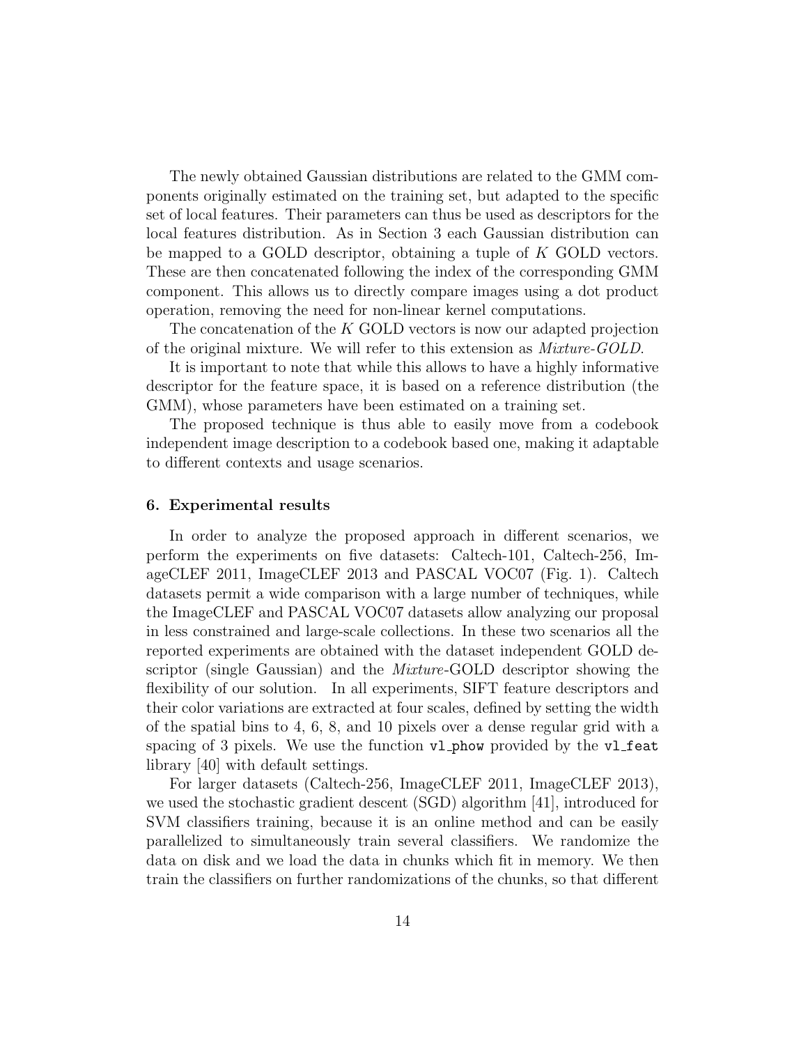The newly obtained Gaussian distributions are related to the GMM components originally estimated on the training set, but adapted to the specific set of local features. Their parameters can thus be used as descriptors for the local features distribution. As in Section 3 each Gaussian distribution can be mapped to a GOLD descriptor, obtaining a tuple of $K$ GOLD vectors. These are then concatenated following the index of the corresponding GMM component. This allows us to directly compare images using a dot product operation, removing the need for non-linear kernel computations.

The concatenation of the $K$ GOLD vectors is now our adapted projection of the original mixture. We will refer to this extension as *Mixture-GOLD*.

It is important to note that while this allows to have a highly informative descriptor for the feature space, it is based on a reference distribution (the GMM), whose parameters have been estimated on a training set.

The proposed technique is thus able to easily move from a codebook independent image description to a codebook based one, making it adaptable to different contexts and usage scenarios.

## 6. Experimental results

In order to analyze the proposed approach in different scenarios, we perform the experiments on five datasets: Caltech-101, Caltech-256, ImageCLEF 2011, ImageCLEF 2013 and PASCAL VOC07 (Fig. 1). Caltech datasets permit a wide comparison with a large number of techniques, while the ImageCLEF and PASCAL VOC07 datasets allow analyzing our proposal in less constrained and large-scale collections. In these two scenarios all the reported experiments are obtained with the dataset independent GOLD descriptor (single Gaussian) and the *Mixture*-GOLD descriptor showing the flexibility of our solution. In all experiments, SIFT feature descriptors and their color variations are extracted at four scales, defined by setting the width of the spatial bins to 4, 6, 8, and 10 pixels over a dense regular grid with a spacing of 3 pixels. We use the function `vl_phow` provided by the `vl_feat` library [40] with default settings.

For larger datasets (Caltech-256, ImageCLEF 2011, ImageCLEF 2013), we used the stochastic gradient descent (SGD) algorithm [41], introduced for SVM classifiers training, because it is an online method and can be easily parallelized to simultaneously train several classifiers. We randomize the data on disk and we load the data in chunks which fit in memory. We then train the classifiers on further randomizations of the chunks, so that different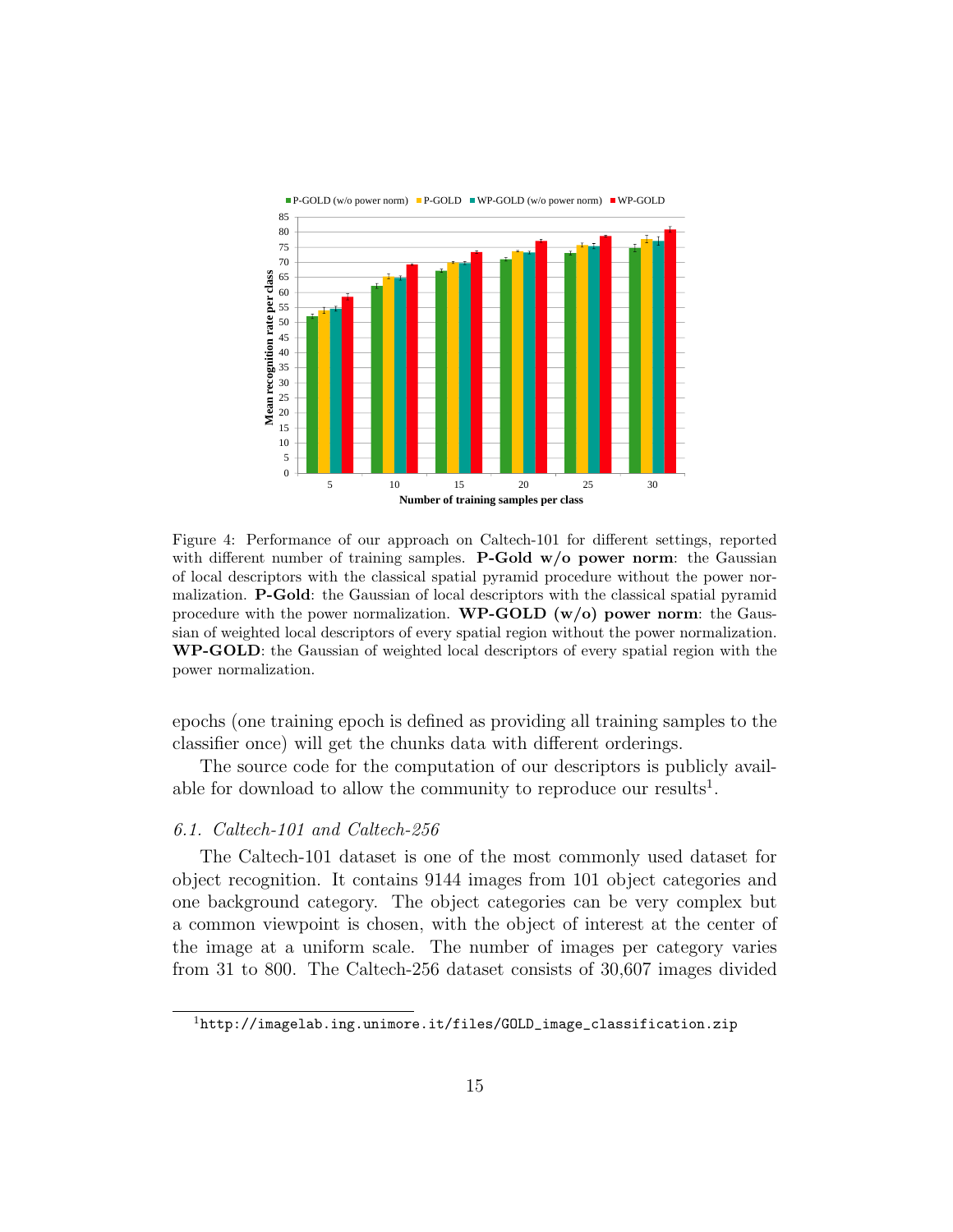Figure 4: Performance of our approach on Caltech-101 for different settings, reported with different number of training samples. **P-Gold w/o power norm**: the Gaussian of local descriptors with the classical spatial pyramid procedure without the power normalization. **P-Gold**: the Gaussian of local descriptors with the classical spatial pyramid procedure with the power normalization. **WP-GOLD (w/o) power norm**: the Gaussian of weighted local descriptors of every spatial region without the power normalization. **WP-GOLD**: the Gaussian of weighted local descriptors of every spatial region with the power normalization.

epochs (one training epoch is defined as providing all training samples to the classifier once) will get the chunks data with different orderings.

The source code for the computation of our descriptors is publicly available for download to allow the community to reproduce our results[1].

### *6.1. Caltech-101 and Caltech-256*

The Caltech-101 dataset is one of the most commonly used dataset for object recognition. It contains 9144 images from 101 object categories and one background category. The object categories can be very complex but a common viewpoint is chosen, with the object of interest at the center of the image at a uniform scale. The number of images per category varies from 31 to 800. The Caltech-256 dataset consists of 30,607 images divided

[1] http://imagelab.ing.unimore.it/files/GOLD_image_classification.zip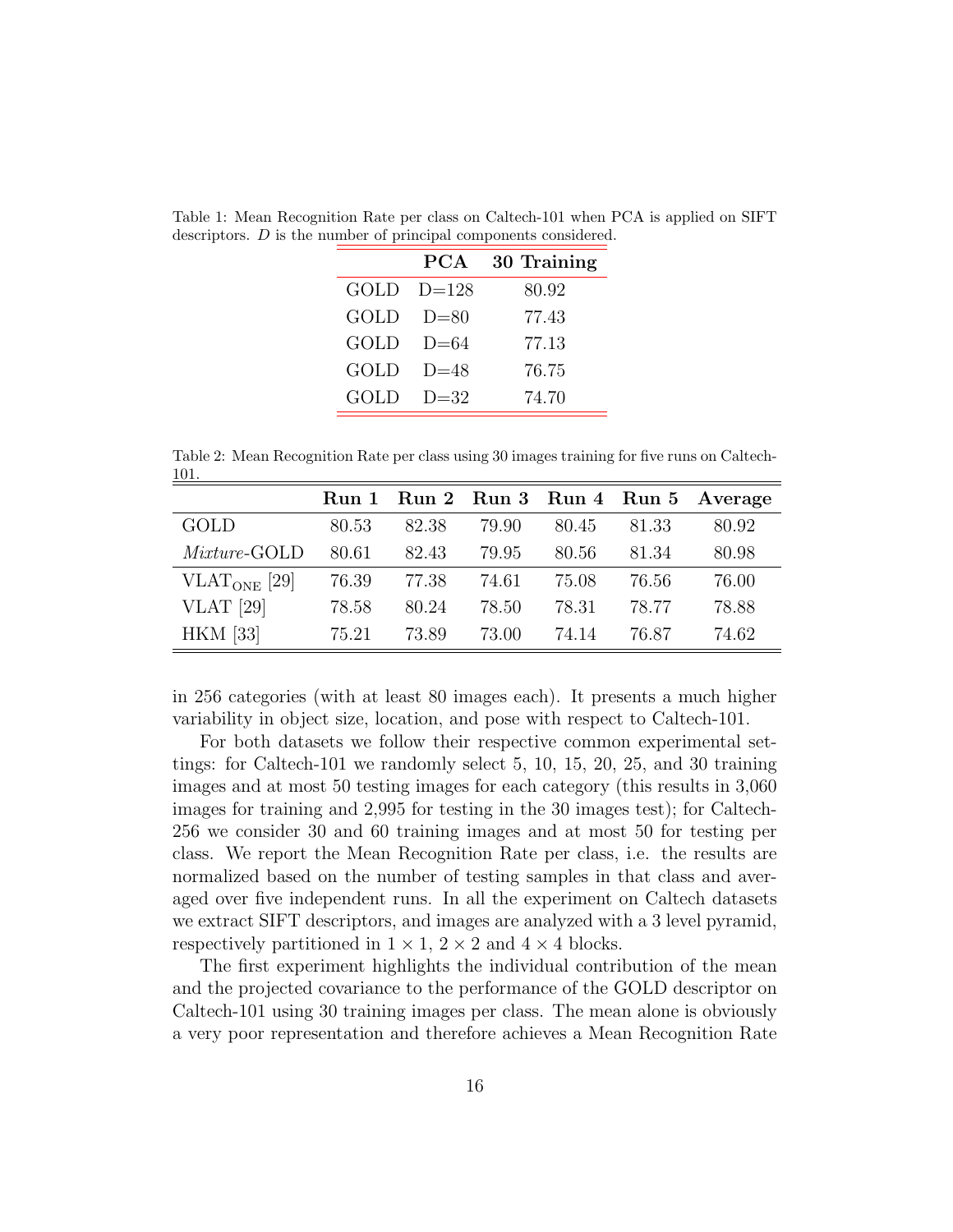Table 1: Mean Recognition Rate per class on Caltech-101 when PCA is applied on SIFT descriptors. $D$ is the number of principal components considered.

| | **PCA** | **30 Training** |
|---|---|---|
| GOLD | D=128 | 80.92 |
| GOLD | D=80 | 77.43 |
| GOLD | D=64 | 77.13 |
| GOLD | D=48 | 76.75 |
| GOLD | D=32 | 74.70 |

Table 2: Mean Recognition Rate per class using 30 images training for five runs on Caltech-101.

| | **Run 1** | **Run 2** | **Run 3** | **Run 4** | **Run 5** | **Average** |
|---|---|---|---|---|---|---|
| GOLD | 80.53 | 82.38 | 79.90 | 80.45 | 81.33 | 80.92 |
| *Mixture*-GOLD | 80.61 | 82.43 | 79.95 | 80.56 | 81.34 | 80.98 |
| $\text{VLAT}_{\text{ONE}}$ [29] | 76.39 | 77.38 | 74.61 | 75.08 | 76.56 | 76.00 |
| VLAT [29] | 78.58 | 80.24 | 78.50 | 78.31 | 78.77 | 78.88 |
| HKM [33] | 75.21 | 73.89 | 73.00 | 74.14 | 76.87 | 74.62 |

in 256 categories (with at least 80 images each). It presents a much higher variability in object size, location, and pose with respect to Caltech-101.

For both datasets we follow their respective common experimental settings: for Caltech-101 we randomly select 5, 10, 15, 20, 25, and 30 training images and at most 50 testing images for each category (this results in 3,060 images for training and 2,995 for testing in the 30 images test); for Caltech-256 we consider 30 and 60 training images and at most 50 for testing per class. We report the Mean Recognition Rate per class, i.e. the results are normalized based on the number of testing samples in that class and averaged over five independent runs. In all the experiment on Caltech datasets we extract SIFT descriptors, and images are analyzed with a 3 level pyramid, respectively partitioned in $1 \times 1$, $2 \times 2$ and $4 \times 4$ blocks.

The first experiment highlights the individual contribution of the mean and the projected covariance to the performance of the GOLD descriptor on Caltech-101 using 30 training images per class. The mean alone is obviously a very poor representation and therefore achieves a Mean Recognition Rate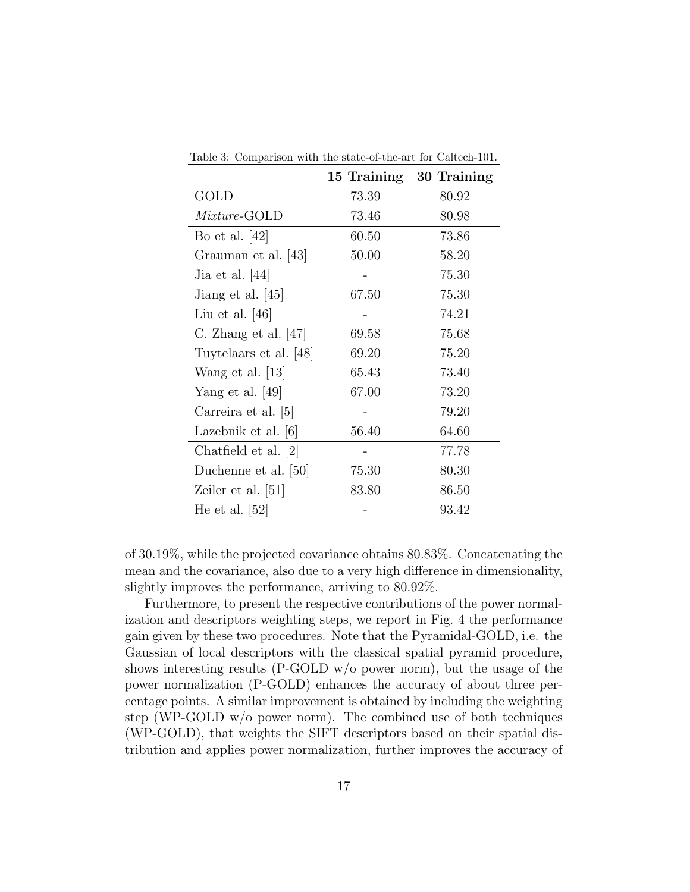Table 3: Comparison with the state-of-the-art for Caltech-101.

| | **15 Training** | **30 Training** |
|---|---|---|
| GOLD | 73.39 | 80.92 |
| *Mixture*-GOLD | 73.46 | 80.98 |
| Bo et al. [42] | 60.50 | 73.86 |
| Grauman et al. [43] | 50.00 | 58.20 |
| Jia et al. [44] | - | 75.30 |
| Jiang et al. [45] | 67.50 | 75.30 |
| Liu et al. [46] | - | 74.21 |
| C. Zhang et al. [47] | 69.58 | 75.68 |
| Tuytelaars et al. [48] | 69.20 | 75.20 |
| Wang et al. [13] | 65.43 | 73.40 |
| Yang et al. [49] | 67.00 | 73.20 |
| Carreira et al. [5] | - | 79.20 |
| Lazebnik et al. [6] | 56.40 | 64.60 |
| Chatfield et al. [2] | - | 77.78 |
| Duchenne et al. [50] | 75.30 | 80.30 |
| Zeiler et al. [51] | 83.80 | 86.50 |
| He et al. [52] | - | 93.42 |

of 30.19%, while the projected covariance obtains 80.83%. Concatenating the mean and the covariance, also due to a very high difference in dimensionality, slightly improves the performance, arriving to 80.92%.

Furthermore, to present the respective contributions of the power normalization and descriptors weighting steps, we report in Fig. 4 the performance gain given by these two procedures. Note that the Pyramidal-GOLD, i.e. the Gaussian of local descriptors with the classical spatial pyramid procedure, shows interesting results (P-GOLD w/o power norm), but the usage of the power normalization (P-GOLD) enhances the accuracy of about three percentage points. A similar improvement is obtained by including the weighting step (WP-GOLD w/o power norm). The combined use of both techniques (WP-GOLD), that weights the SIFT descriptors based on their spatial distribution and applies power normalization, further improves the accuracy of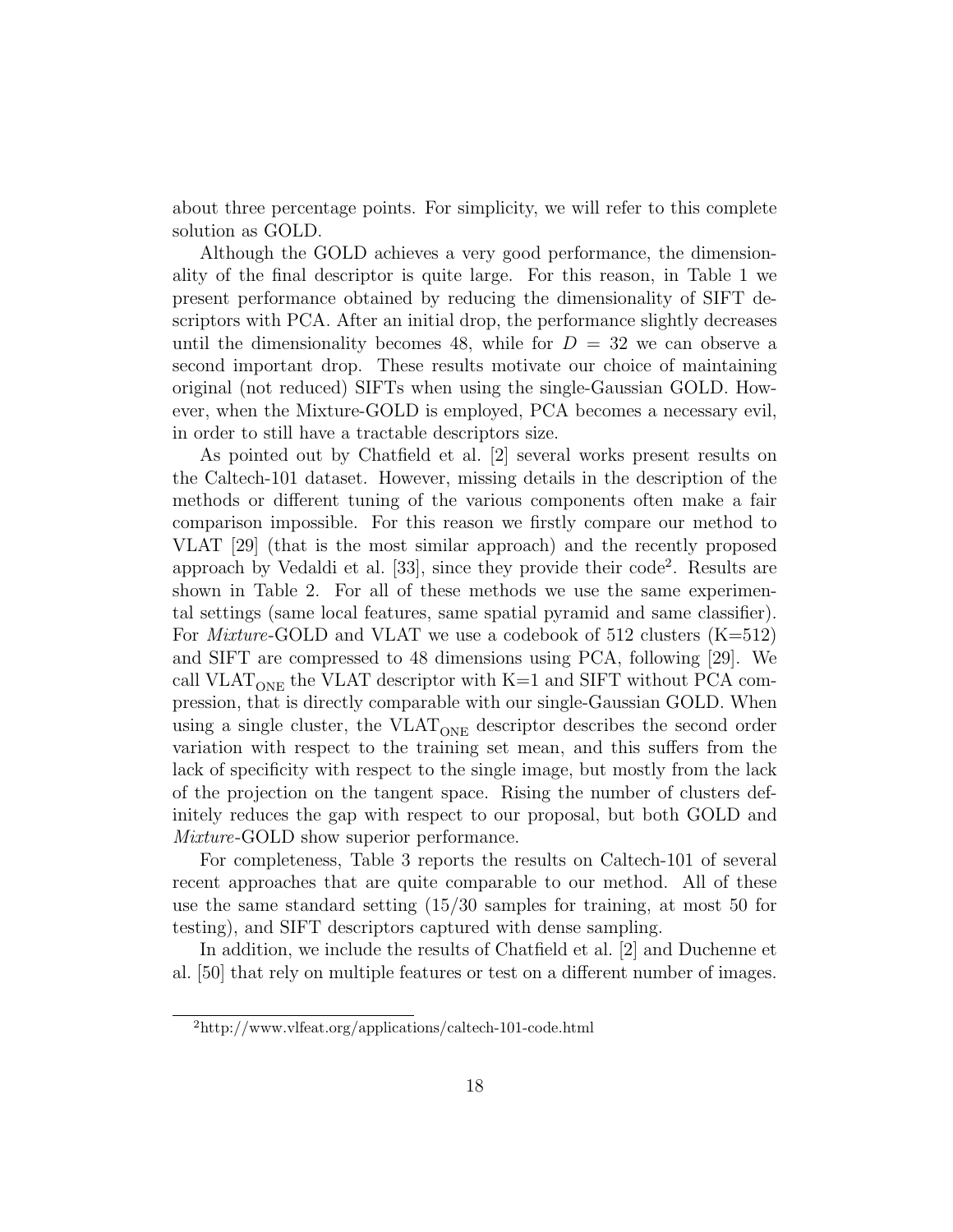about three percentage points. For simplicity, we will refer to this complete solution as GOLD.

Although the GOLD achieves a very good performance, the dimensionality of the final descriptor is quite large. For this reason, in Table 1 we present performance obtained by reducing the dimensionality of SIFT descriptors with PCA. After an initial drop, the performance slightly decreases until the dimensionality becomes 48, while for $D = 32$ we can observe a second important drop. These results motivate our choice of maintaining original (not reduced) SIFTs when using the single-Gaussian GOLD. However, when the Mixture-GOLD is employed, PCA becomes a necessary evil, in order to still have a tractable descriptors size.

As pointed out by Chatfield et al. [2] several works present results on the Caltech-101 dataset. However, missing details in the description of the methods or different tuning of the various components often make a fair comparison impossible. For this reason we firstly compare our method to VLAT [29] (that is the most similar approach) and the recently proposed approach by Vedaldi et al. [33], since they provide their code[2]. Results are shown in Table 2. For all of these methods we use the same experimental settings (same local features, same spatial pyramid and same classifier). For *Mixture*-GOLD and VLAT we use a codebook of 512 clusters (K=512) and SIFT are compressed to 48 dimensions using PCA, following [29]. We call $\text{VLAT}_{\text{ONE}}$ the VLAT descriptor with K=1 and SIFT without PCA compression, that is directly comparable with our single-Gaussian GOLD. When using a single cluster, the $\text{VLAT}_{\text{ONE}}$ descriptor describes the second order variation with respect to the training set mean, and this suffers from the lack of specificity with respect to the single image, but mostly from the lack of the projection on the tangent space. Rising the number of clusters definitely reduces the gap with respect to our proposal, but both GOLD and *Mixture*-GOLD show superior performance.

For completeness, Table 3 reports the results on Caltech-101 of several recent approaches that are quite comparable to our method. All of these use the same standard setting (15/30 samples for training, at most 50 for testing), and SIFT descriptors captured with dense sampling.

In addition, we include the results of Chatfield et al. [2] and Duchenne et al. [50] that rely on multiple features or test on a different number of images.

[2] http://www.vlfeat.org/applications/caltech-101-code.html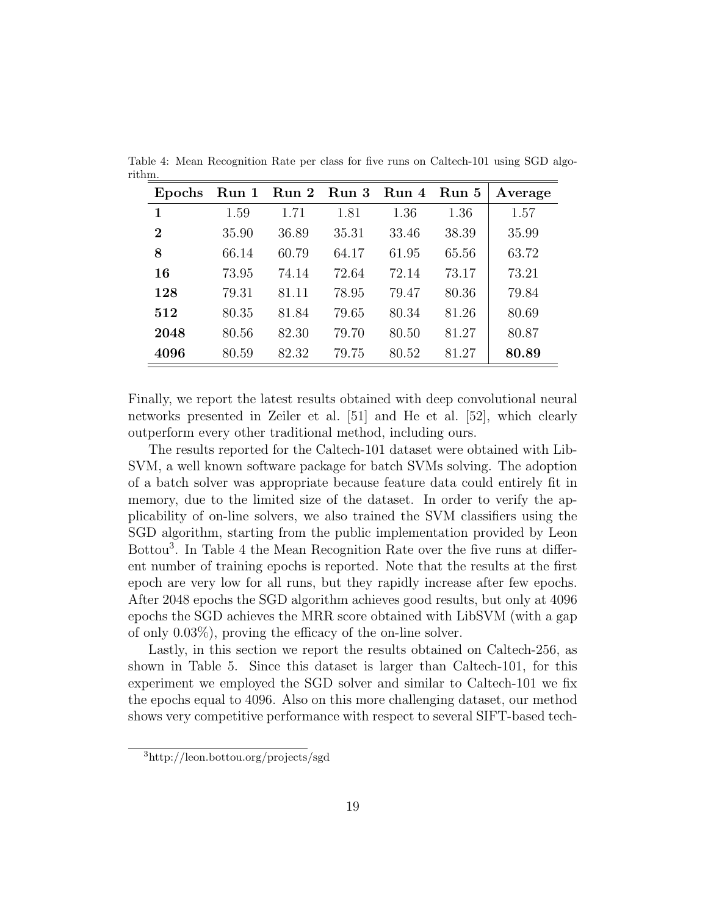Table 4: Mean Recognition Rate per class for five runs on Caltech-101 using SGD algorithm.

| **Epochs** | **Run 1** | **Run 2** | **Run 3** | **Run 4** | **Run 5** | **Average** |
|---|---|---|---|---|---|---|
| **1** | 1.59 | 1.71 | 1.81 | 1.36 | 1.36 | 1.57 |
| **2** | 35.90 | 36.89 | 35.31 | 33.46 | 38.39 | 35.99 |
| **8** | 66.14 | 60.79 | 64.17 | 61.95 | 65.56 | 63.72 |
| **16** | 73.95 | 74.14 | 72.64 | 72.14 | 73.17 | 73.21 |
| **128** | 79.31 | 81.11 | 78.95 | 79.47 | 80.36 | 79.84 |
| **512** | 80.35 | 81.84 | 79.65 | 80.34 | 81.26 | 80.69 |
| **2048** | 80.56 | 82.30 | 79.70 | 80.50 | 81.27 | 80.87 |
| **4096** | 80.59 | 82.32 | 79.75 | 80.52 | 81.27 | **80.89** |

Finally, we report the latest results obtained with deep convolutional neural networks presented in Zeiler et al. [51] and He et al. [52], which clearly outperform every other traditional method, including ours.

The results reported for the Caltech-101 dataset were obtained with LibSVM, a well known software package for batch SVMs solving. The adoption of a batch solver was appropriate because feature data could entirely fit in memory, due to the limited size of the dataset. In order to verify the applicability of on-line solvers, we also trained the SVM classifiers using the SGD algorithm, starting from the public implementation provided by Leon Bottou[3]. In Table 4 the Mean Recognition Rate over the five runs at different number of training epochs is reported. Note that the results at the first epoch are very low for all runs, but they rapidly increase after few epochs. After 2048 epochs the SGD algorithm achieves good results, but only at 4096 epochs the SGD achieves the MRR score obtained with LibSVM (with a gap of only 0.03%), proving the efficacy of the on-line solver.

Lastly, in this section we report the results obtained on Caltech-256, as shown in Table 5. Since this dataset is larger than Caltech-101, for this experiment we employed the SGD solver and similar to Caltech-101 we fix the epochs equal to 4096. Also on this more challenging dataset, our method shows very competitive performance with respect to several SIFT-based tech-

[3] http://leon.bottou.org/projects/sgd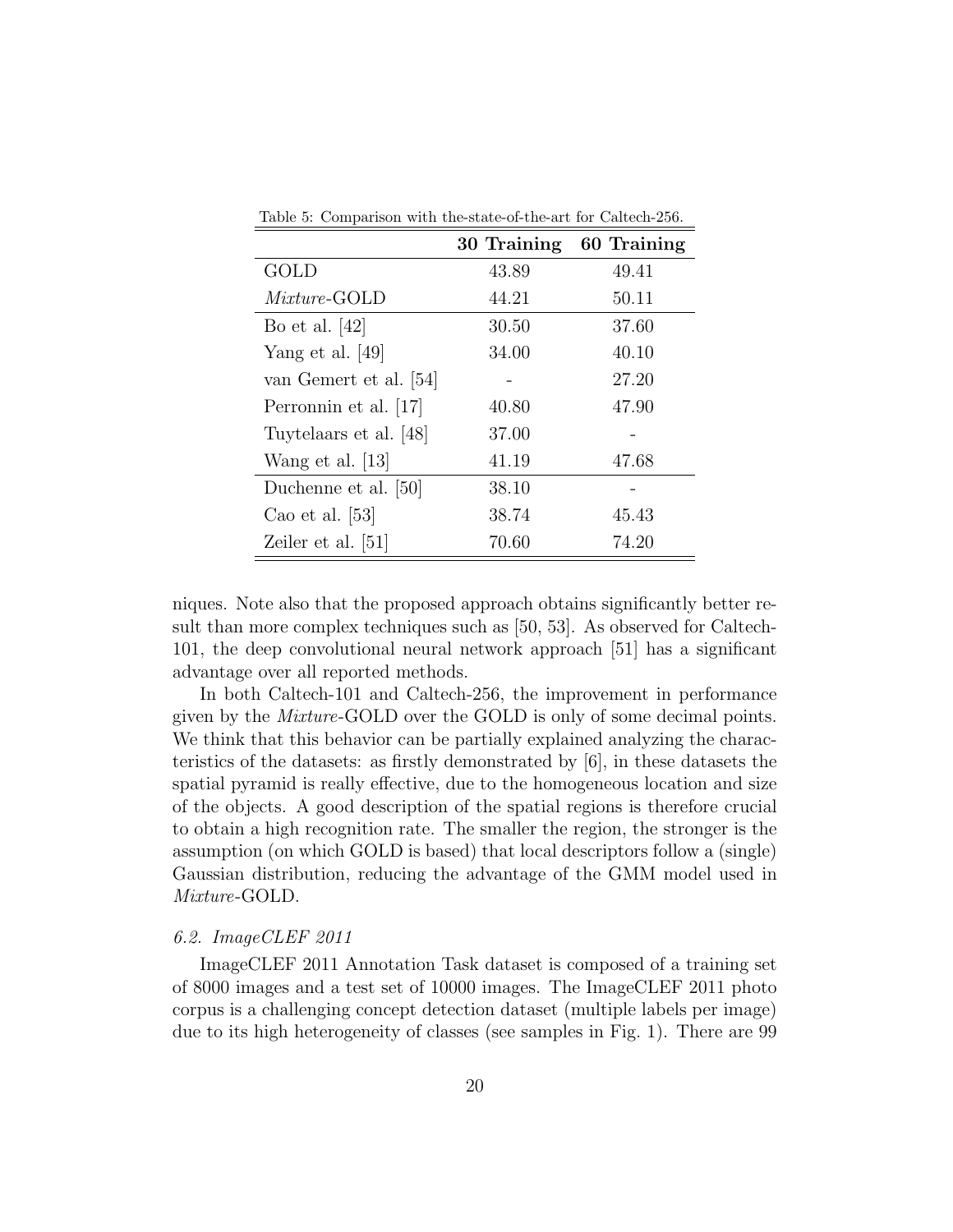Table 5: Comparison with the-state-of-the-art for Caltech-256.

| | **30 Training** | **60 Training** |
|---|---|---|
| GOLD | 43.89 | 49.41 |
| *Mixture*-GOLD | 44.21 | 50.11 |
| Bo et al. [42] | 30.50 | 37.60 |
| Yang et al. [49] | 34.00 | 40.10 |
| van Gemert et al. [54] | - | 27.20 |
| Perronnin et al. [17] | 40.80 | 47.90 |
| Tuytelaars et al. [48] | 37.00 | - |
| Wang et al. [13] | 41.19 | 47.68 |
| Duchenne et al. [50] | 38.10 | - |
| Cao et al. [53] | 38.74 | 45.43 |
| Zeiler et al. [51] | 70.60 | 74.20 |

niques. Note also that the proposed approach obtains significantly better result than more complex techniques such as [50, 53]. As observed for Caltech-101, the deep convolutional neural network approach [51] has a significant advantage over all reported methods.

In both Caltech-101 and Caltech-256, the improvement in performance given by the *Mixture*-GOLD over the GOLD is only of some decimal points. We think that this behavior can be partially explained analyzing the characteristics of the datasets: as firstly demonstrated by [6], in these datasets the spatial pyramid is really effective, due to the homogeneous location and size of the objects. A good description of the spatial regions is therefore crucial to obtain a high recognition rate. The smaller the region, the stronger is the assumption (on which GOLD is based) that local descriptors follow a (single) Gaussian distribution, reducing the advantage of the GMM model used in *Mixture*-GOLD.

### *6.2. ImageCLEF 2011*

ImageCLEF 2011 Annotation Task dataset is composed of a training set of 8000 images and a test set of 10000 images. The ImageCLEF 2011 photo corpus is a challenging concept detection dataset (multiple labels per image) due to its high heterogeneity of classes (see samples in Fig. 1). There are 99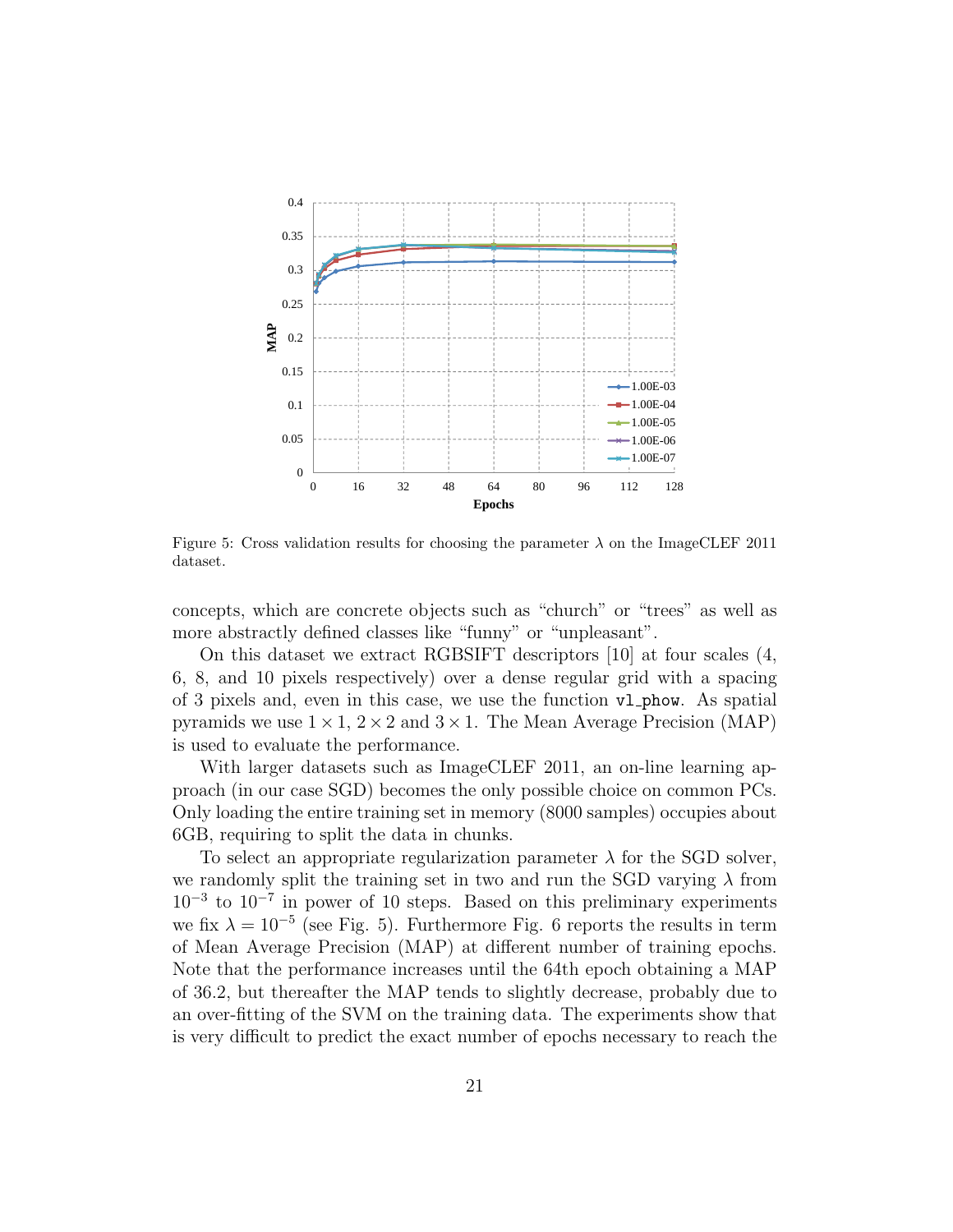Figure 5: Cross validation results for choosing the parameter $\lambda$ on the ImageCLEF 2011 dataset.

concepts, which are concrete objects such as "church" or "trees" as well as more abstractly defined classes like "funny" or "unpleasant".

On this dataset we extract RGBSIFT descriptors [10] at four scales (4, 6, 8, and 10 pixels respectively) over a dense regular grid with a spacing of 3 pixels and, even in this case, we use the function `vl_phow`. As spatial pyramids we use $1 \times 1$, $2 \times 2$ and $3 \times 1$. The Mean Average Precision (MAP) is used to evaluate the performance.

With larger datasets such as ImageCLEF 2011, an on-line learning approach (in our case SGD) becomes the only possible choice on common PCs. Only loading the entire training set in memory (8000 samples) occupies about 6GB, requiring to split the data in chunks.

To select an appropriate regularization parameter $\lambda$ for the SGD solver, we randomly split the training set in two and run the SGD varying $\lambda$ from $10^{-3}$ to $10^{-7}$ in power of 10 steps. Based on this preliminary experiments we fix $\lambda = 10^{-5}$ (see Fig. 5). Furthermore Fig. 6 reports the results in term of Mean Average Precision (MAP) at different number of training epochs. Note that the performance increases until the 64th epoch obtaining a MAP of 36.2, but thereafter the MAP tends to slightly decrease, probably due to an over-fitting of the SVM on the training data. The experiments show that is very difficult to predict the exact number of epochs necessary to reach the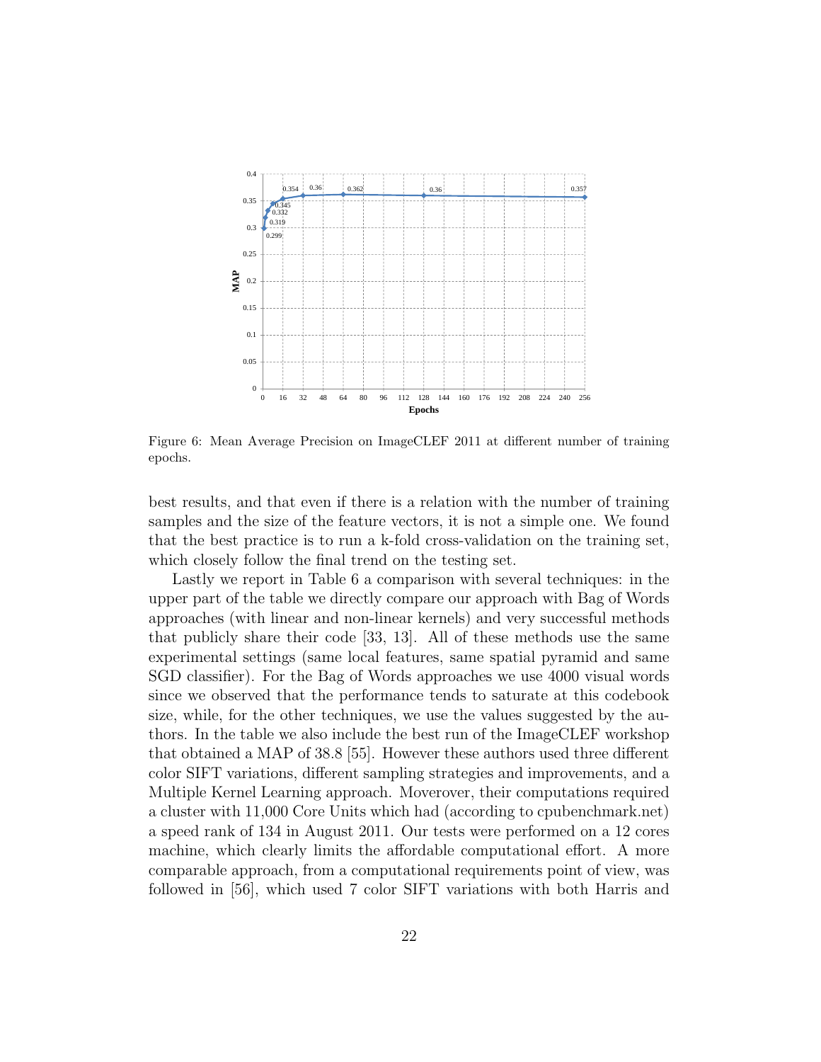Figure 6: Mean Average Precision on ImageCLEF 2011 at different number of training epochs.

best results, and that even if there is a relation with the number of training samples and the size of the feature vectors, it is not a simple one. We found that the best practice is to run a k-fold cross-validation on the training set, which closely follow the final trend on the testing set.

Lastly we report in Table 6 a comparison with several techniques: in the upper part of the table we directly compare our approach with Bag of Words approaches (with linear and non-linear kernels) and very successful methods that publicly share their code [33, 13]. All of these methods use the same experimental settings (same local features, same spatial pyramid and same SGD classifier). For the Bag of Words approaches we use 4000 visual words since we observed that the performance tends to saturate at this codebook size, while, for the other techniques, we use the values suggested by the authors. In the table we also include the best run of the ImageCLEF workshop that obtained a MAP of 38.8 [55]. However these authors used three different color SIFT variations, different sampling strategies and improvements, and a Multiple Kernel Learning approach. Moverover, their computations required a cluster with 11,000 Core Units which had (according to cpubenchmark.net) a speed rank of 134 in August 2011. Our tests were performed on a 12 cores machine, which clearly limits the affordable computational effort. A more comparable approach, from a computational requirements point of view, was followed in [56], which used 7 color SIFT variations with both Harris and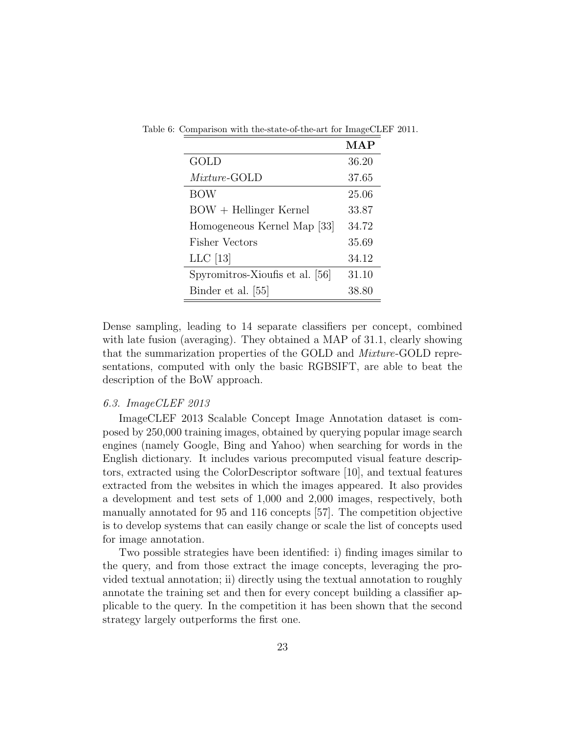Table 6: Comparison with the-state-of-the-art for ImageCLEF 2011.

| | **MAP** |
|---|---|
| GOLD | 36.20 |
| *Mixture*-GOLD | 37.65 |
| BOW | 25.06 |
| BOW + Hellinger Kernel | 33.87 |
| Homogeneous Kernel Map [33] | 34.72 |
| Fisher Vectors | 35.69 |
| LLC [13] | 34.12 |
| Spyromitros-Xioufis et al. [56] | 31.10 |
| Binder et al. [55] | 38.80 |

Dense sampling, leading to 14 separate classifiers per concept, combined with late fusion (averaging). They obtained a MAP of 31.1, clearly showing that the summarization properties of the GOLD and *Mixture*-GOLD representations, computed with only the basic RGBSIFT, are able to beat the description of the BoW approach.

### *6.3. ImageCLEF 2013*

ImageCLEF 2013 Scalable Concept Image Annotation dataset is composed by 250,000 training images, obtained by querying popular image search engines (namely Google, Bing and Yahoo) when searching for words in the English dictionary. It includes various precomputed visual feature descriptors, extracted using the ColorDescriptor software [10], and textual features extracted from the websites in which the images appeared. It also provides a development and test sets of 1,000 and 2,000 images, respectively, both manually annotated for 95 and 116 concepts [57]. The competition objective is to develop systems that can easily change or scale the list of concepts used for image annotation.

Two possible strategies have been identified: i) finding images similar to the query, and from those extract the image concepts, leveraging the provided textual annotation; ii) directly using the textual annotation to roughly annotate the training set and then for every concept building a classifier applicable to the query. In the competition it has been shown that the second strategy largely outperforms the first one.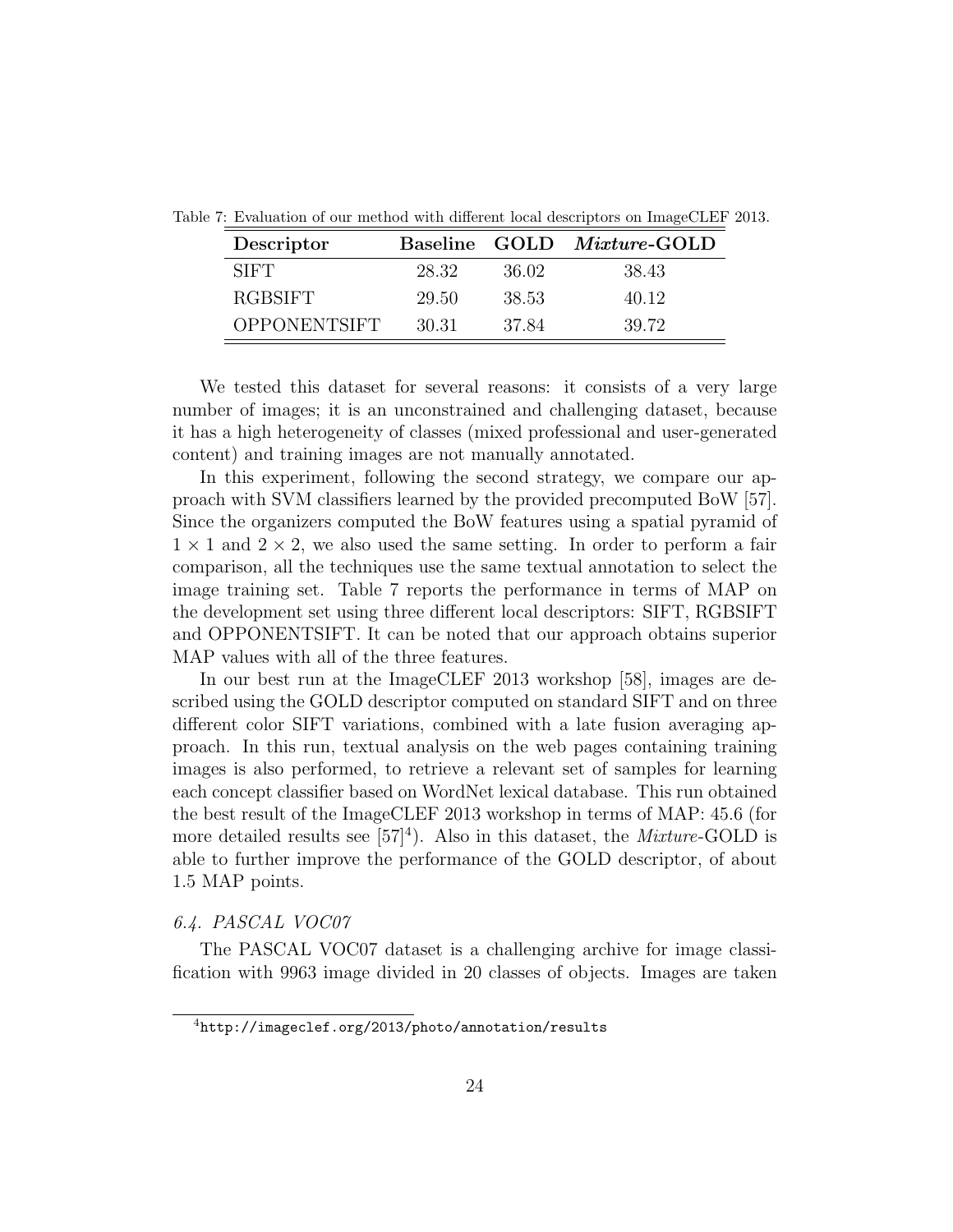Table 7: Evaluation of our method with different local descriptors on ImageCLEF 2013.

| Descriptor | Baseline | GOLD | *Mixture*-GOLD |
|---|---|---|---|
| SIFT | 28.32 | 36.02 | 38.43 |
| RGBSIFT | 29.50 | 38.53 | 40.12 |
| OPPONENTSIFT | 30.31 | 37.84 | 39.72 |

We tested this dataset for several reasons: it consists of a very large number of images; it is an unconstrained and challenging dataset, because it has a high heterogeneity of classes (mixed professional and user-generated content) and training images are not manually annotated.

In this experiment, following the second strategy, we compare our approach with SVM classifiers learned by the provided precomputed BoW [57]. Since the organizers computed the BoW features using a spatial pyramid of $1 \times 1$ and $2 \times 2$, we also used the same setting. In order to perform a fair comparison, all the techniques use the same textual annotation to select the image training set. Table 7 reports the performance in terms of MAP on the development set using three different local descriptors: SIFT, RGBSIFT and OPPONENTSIFT. It can be noted that our approach obtains superior MAP values with all of the three features.

In our best run at the ImageCLEF 2013 workshop [58], images are described using the GOLD descriptor computed on standard SIFT and on three different color SIFT variations, combined with a late fusion averaging approach. In this run, textual analysis on the web pages containing training images is also performed, to retrieve a relevant set of samples for learning each concept classifier based on WordNet lexical database. This run obtained the best result of the ImageCLEF 2013 workshop in terms of MAP: 45.6 (for more detailed results see [57][4]). Also in this dataset, the *Mixture*-GOLD is able to further improve the performance of the GOLD descriptor, of about 1.5 MAP points.

### 6.4. PASCAL VOC07

The PASCAL VOC07 dataset is a challenging archive for image classification with 9963 image divided in 20 classes of objects. Images are taken

[4] http://imageclef.org/2013/photo/annotation/results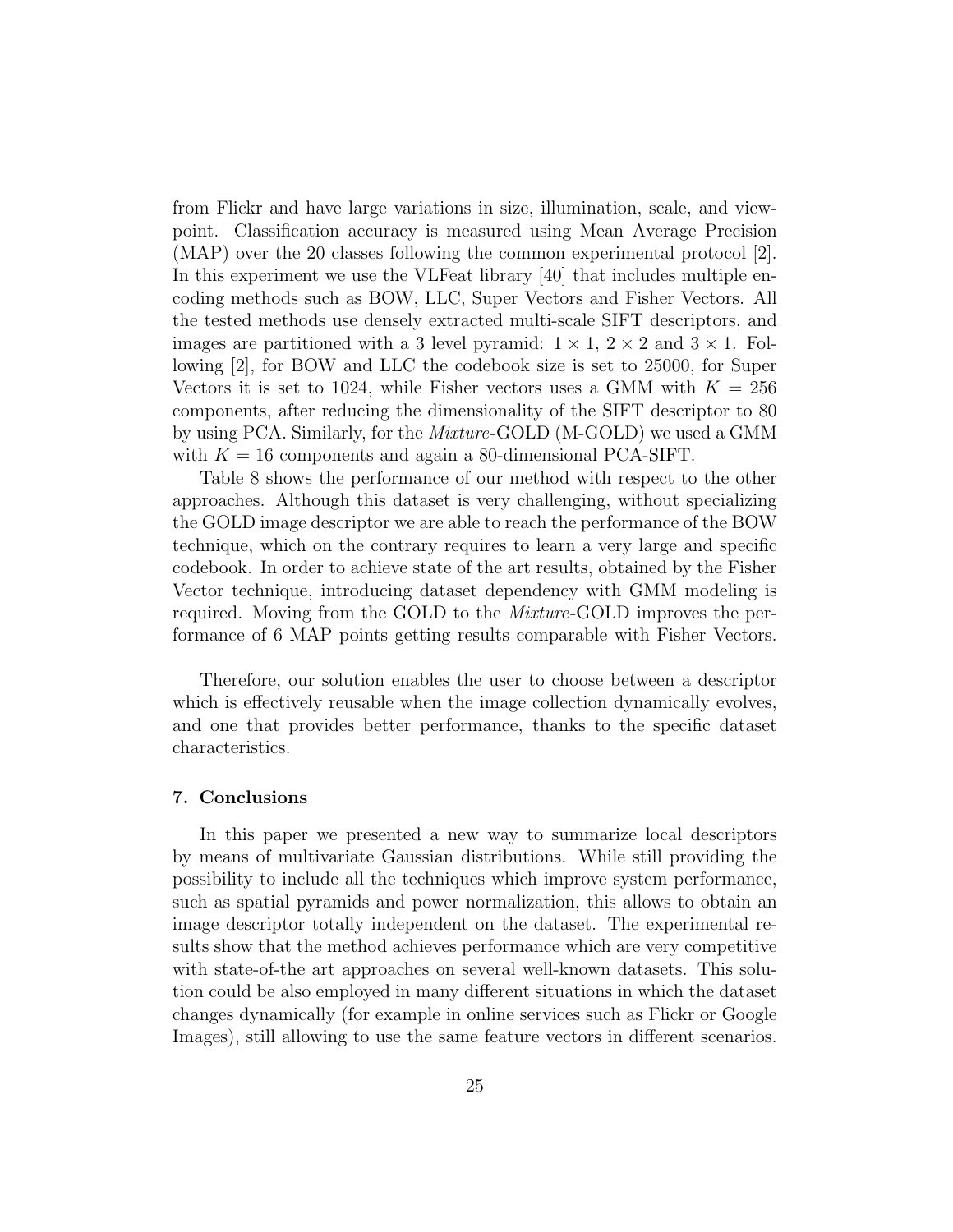from Flickr and have large variations in size, illumination, scale, and viewpoint. Classification accuracy is measured using Mean Average Precision (MAP) over the 20 classes following the common experimental protocol [2]. In this experiment we use the VLFeat library [40] that includes multiple encoding methods such as BOW, LLC, Super Vectors and Fisher Vectors. All the tested methods use densely extracted multi-scale SIFT descriptors, and images are partitioned with a 3 level pyramid: $1 \times 1$, $2 \times 2$ and $3 \times 1$. Following [2], for BOW and LLC the codebook size is set to 25000, for Super Vectors it is set to 1024, while Fisher vectors uses a GMM with $K = 256$ components, after reducing the dimensionality of the SIFT descriptor to 80 by using PCA. Similarly, for the *Mixture*-GOLD (M-GOLD) we used a GMM with $K = 16$ components and again a 80-dimensional PCA-SIFT.

Table 8 shows the performance of our method with respect to the other approaches. Although this dataset is very challenging, without specializing the GOLD image descriptor we are able to reach the performance of the BOW technique, which on the contrary requires to learn a very large and specific codebook. In order to achieve state of the art results, obtained by the Fisher Vector technique, introducing dataset dependency with GMM modeling is required. Moving from the GOLD to the *Mixture*-GOLD improves the performance of 6 MAP points getting results comparable with Fisher Vectors.

Therefore, our solution enables the user to choose between a descriptor which is effectively reusable when the image collection dynamically evolves, and one that provides better performance, thanks to the specific dataset characteristics.

## 7. Conclusions

In this paper we presented a new way to summarize local descriptors by means of multivariate Gaussian distributions. While still providing the possibility to include all the techniques which improve system performance, such as spatial pyramids and power normalization, this allows to obtain an image descriptor totally independent on the dataset. The experimental results show that the method achieves performance which are very competitive with state-of-the art approaches on several well-known datasets. This solution could be also employed in many different situations in which the dataset changes dynamically (for example in online services such as Flickr or Google Images), still allowing to use the same feature vectors in different scenarios.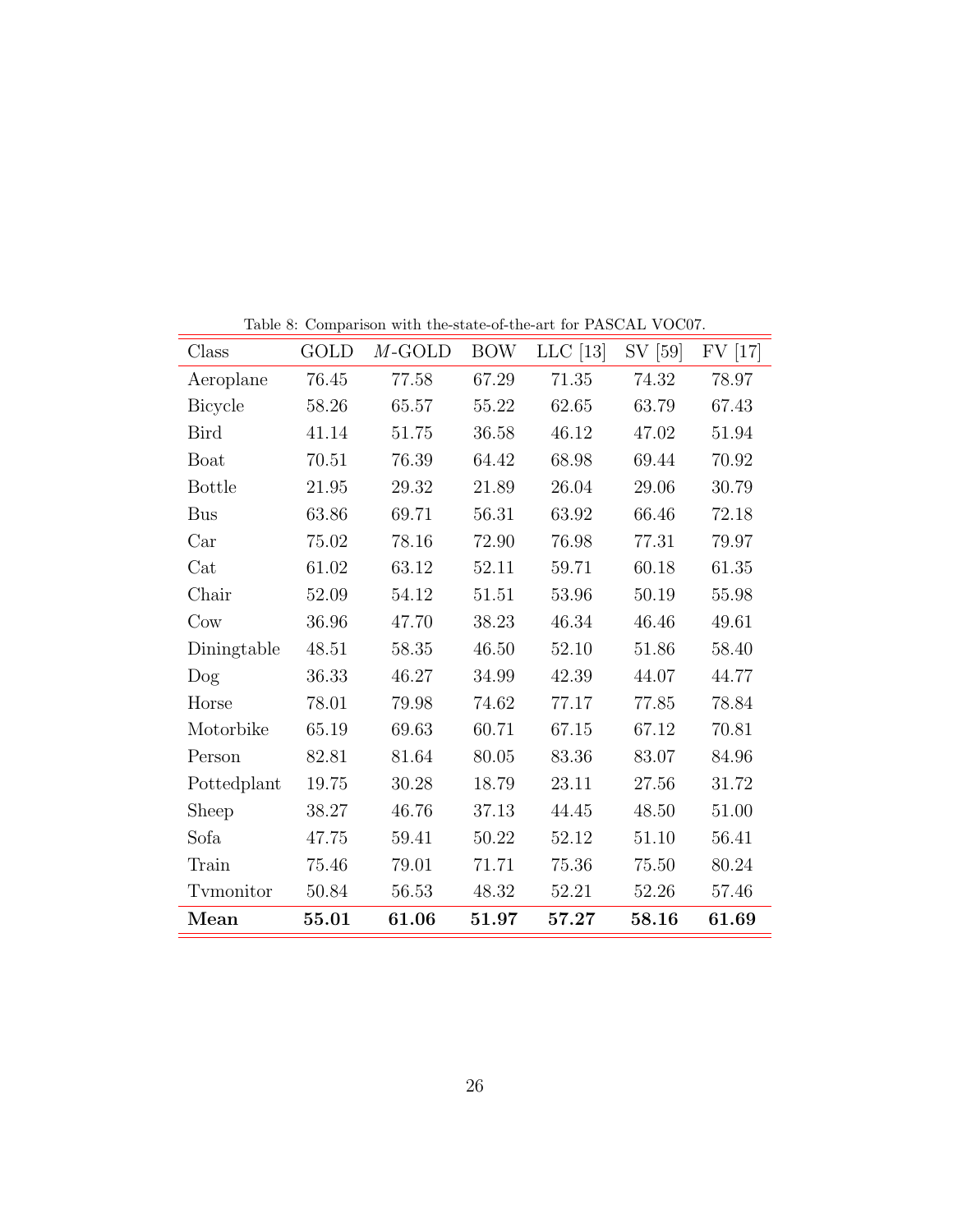Table 8: Comparison with the-state-of-the-art for PASCAL VOC07.

| Class | GOLD | *M*-GOLD | BOW | LLC [13] | SV [59] | FV [17] |
|---|---|---|---|---|---|---|
| Aeroplane | 76.45 | 77.58 | 67.29 | 71.35 | 74.32 | 78.97 |
| Bicycle | 58.26 | 65.57 | 55.22 | 62.65 | 63.79 | 67.43 |
| Bird | 41.14 | 51.75 | 36.58 | 46.12 | 47.02 | 51.94 |
| Boat | 70.51 | 76.39 | 64.42 | 68.98 | 69.44 | 70.92 |
| Bottle | 21.95 | 29.32 | 21.89 | 26.04 | 29.06 | 30.79 |
| Bus | 63.86 | 69.71 | 56.31 | 63.92 | 66.46 | 72.18 |
| Car | 75.02 | 78.16 | 72.90 | 76.98 | 77.31 | 79.97 |
| Cat | 61.02 | 63.12 | 52.11 | 59.71 | 60.18 | 61.35 |
| Chair | 52.09 | 54.12 | 51.51 | 53.96 | 50.19 | 55.98 |
| Cow | 36.96 | 47.70 | 38.23 | 46.34 | 46.46 | 49.61 |
| Diningtable | 48.51 | 58.35 | 46.50 | 52.10 | 51.86 | 58.40 |
| Dog | 36.33 | 46.27 | 34.99 | 42.39 | 44.07 | 44.77 |
| Horse | 78.01 | 79.98 | 74.62 | 77.17 | 77.85 | 78.84 |
| Motorbike | 65.19 | 69.63 | 60.71 | 67.15 | 67.12 | 70.81 |
| Person | 82.81 | 81.64 | 80.05 | 83.36 | 83.07 | 84.96 |
| Pottedplant | 19.75 | 30.28 | 18.79 | 23.11 | 27.56 | 31.72 |
| Sheep | 38.27 | 46.76 | 37.13 | 44.45 | 48.50 | 51.00 |
| Sofa | 47.75 | 59.41 | 50.22 | 52.12 | 51.10 | 56.41 |
| Train | 75.46 | 79.01 | 71.71 | 75.36 | 75.50 | 80.24 |
| Tvmonitor | 50.84 | 56.53 | 48.32 | 52.21 | 52.26 | 57.46 |
| **Mean** | **55.01** | **61.06** | **51.97** | **57.27** | **58.16** | **61.69** |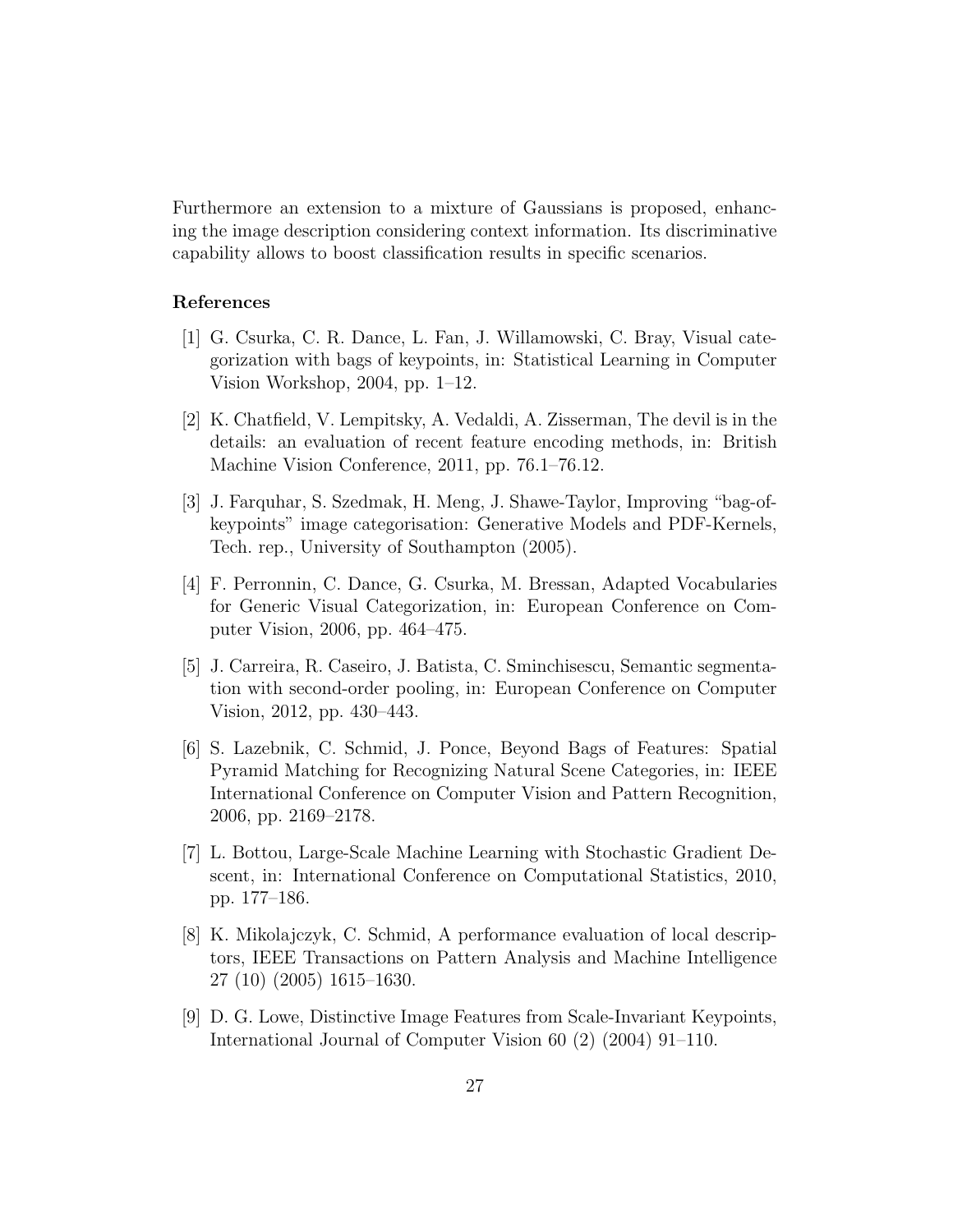Furthermore an extension to a mixture of Gaussians is proposed, enhancing the image description considering context information. Its discriminative capability allows to boost classification results in specific scenarios.

## References

[1] G. Csurka, C. R. Dance, L. Fan, J. Willamowski, C. Bray, Visual categorization with bags of keypoints, in: Statistical Learning in Computer Vision Workshop, 2004, pp. 1–12.

[2] K. Chatfield, V. Lempitsky, A. Vedaldi, A. Zisserman, The devil is in the details: an evaluation of recent feature encoding methods, in: British Machine Vision Conference, 2011, pp. 76.1–76.12.

[3] J. Farquhar, S. Szedmak, H. Meng, J. Shawe-Taylor, Improving "bag-of-keypoints" image categorisation: Generative Models and PDF-Kernels, Tech. rep., University of Southampton (2005).

[4] F. Perronnin, C. Dance, G. Csurka, M. Bressan, Adapted Vocabularies for Generic Visual Categorization, in: European Conference on Computer Vision, 2006, pp. 464–475.

[5] J. Carreira, R. Caseiro, J. Batista, C. Sminchisescu, Semantic segmentation with second-order pooling, in: European Conference on Computer Vision, 2012, pp. 430–443.

[6] S. Lazebnik, C. Schmid, J. Ponce, Beyond Bags of Features: Spatial Pyramid Matching for Recognizing Natural Scene Categories, in: IEEE International Conference on Computer Vision and Pattern Recognition, 2006, pp. 2169–2178.

[7] L. Bottou, Large-Scale Machine Learning with Stochastic Gradient Descent, in: International Conference on Computational Statistics, 2010, pp. 177–186.

[8] K. Mikolajczyk, C. Schmid, A performance evaluation of local descriptors, IEEE Transactions on Pattern Analysis and Machine Intelligence 27 (10) (2005) 1615–1630.

[9] D. G. Lowe, Distinctive Image Features from Scale-Invariant Keypoints, International Journal of Computer Vision 60 (2) (2004) 91–110.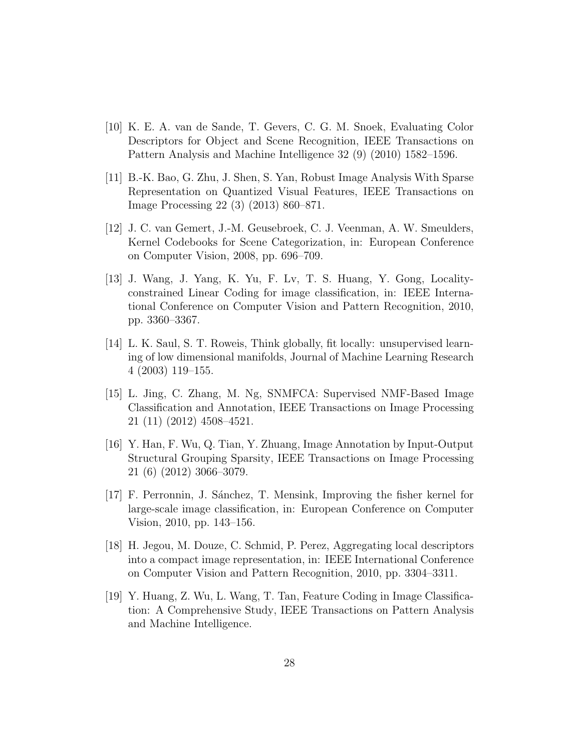[10] K. E. A. van de Sande, T. Gevers, C. G. M. Snoek, Evaluating Color Descriptors for Object and Scene Recognition, IEEE Transactions on Pattern Analysis and Machine Intelligence 32 (9) (2010) 1582–1596.

[11] B.-K. Bao, G. Zhu, J. Shen, S. Yan, Robust Image Analysis With Sparse Representation on Quantized Visual Features, IEEE Transactions on Image Processing 22 (3) (2013) 860–871.

[12] J. C. van Gemert, J.-M. Geusebroek, C. J. Veenman, A. W. Smeulders, Kernel Codebooks for Scene Categorization, in: European Conference on Computer Vision, 2008, pp. 696–709.

[13] J. Wang, J. Yang, K. Yu, F. Lv, T. S. Huang, Y. Gong, Locality-constrained Linear Coding for image classification, in: IEEE International Conference on Computer Vision and Pattern Recognition, 2010, pp. 3360–3367.

[14] L. K. Saul, S. T. Roweis, Think globally, fit locally: unsupervised learning of low dimensional manifolds, Journal of Machine Learning Research 4 (2003) 119–155.

[15] L. Jing, C. Zhang, M. Ng, SNMFCA: Supervised NMF-Based Image Classification and Annotation, IEEE Transactions on Image Processing 21 (11) (2012) 4508–4521.

[16] Y. Han, F. Wu, Q. Tian, Y. Zhuang, Image Annotation by Input-Output Structural Grouping Sparsity, IEEE Transactions on Image Processing 21 (6) (2012) 3066–3079.

[17] F. Perronnin, J. Sánchez, T. Mensink, Improving the fisher kernel for large-scale image classification, in: European Conference on Computer Vision, 2010, pp. 143–156.

[18] H. Jegou, M. Douze, C. Schmid, P. Perez, Aggregating local descriptors into a compact image representation, in: IEEE International Conference on Computer Vision and Pattern Recognition, 2010, pp. 3304–3311.

[19] Y. Huang, Z. Wu, L. Wang, T. Tan, Feature Coding in Image Classification: A Comprehensive Study, IEEE Transactions on Pattern Analysis and Machine Intelligence.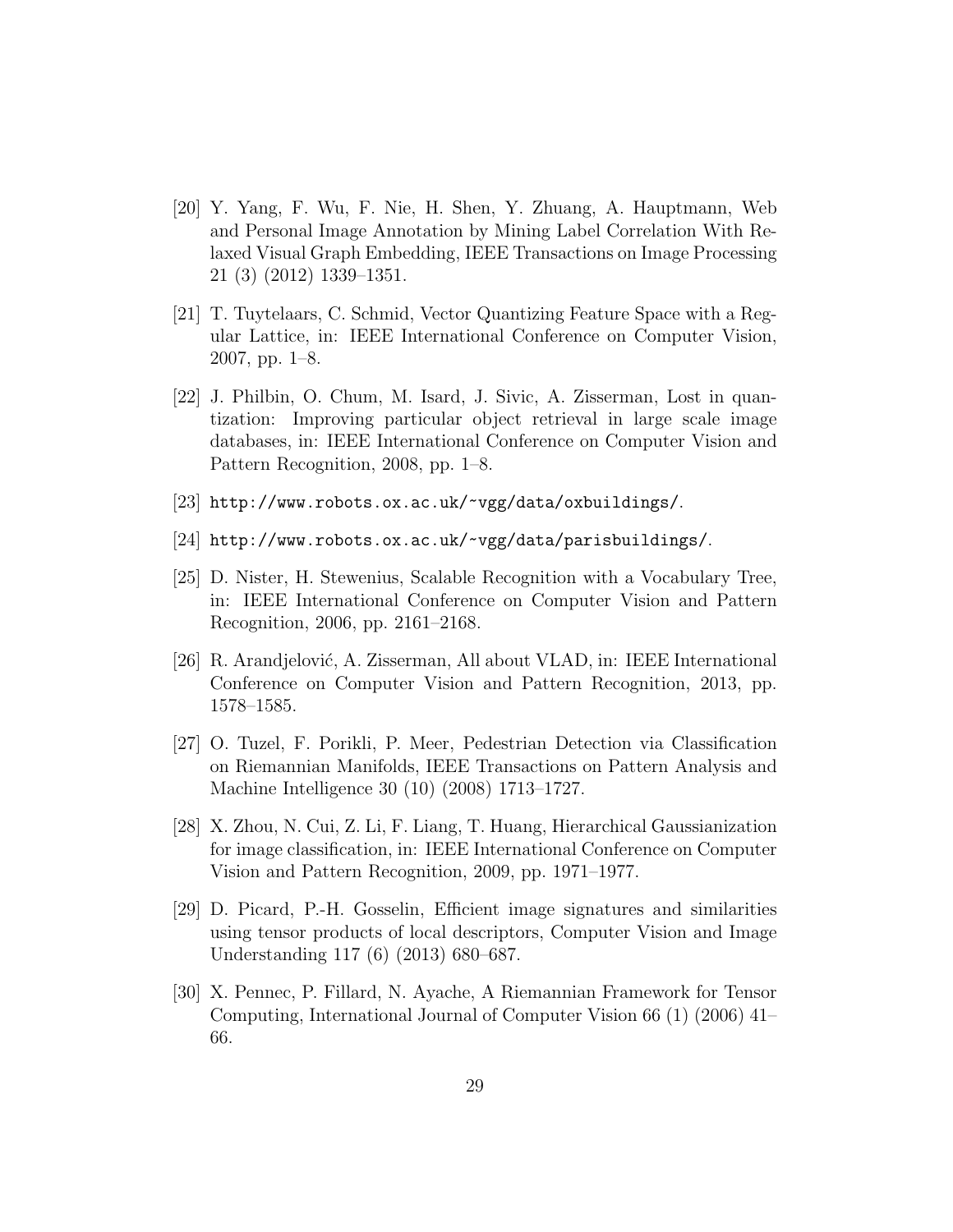[20] Y. Yang, F. Wu, F. Nie, H. Shen, Y. Zhuang, A. Hauptmann, Web and Personal Image Annotation by Mining Label Correlation With Relaxed Visual Graph Embedding, IEEE Transactions on Image Processing 21 (3) (2012) 1339–1351.

[21] T. Tuytelaars, C. Schmid, Vector Quantizing Feature Space with a Regular Lattice, in: IEEE International Conference on Computer Vision, 2007, pp. 1–8.

[22] J. Philbin, O. Chum, M. Isard, J. Sivic, A. Zisserman, Lost in quantization: Improving particular object retrieval in large scale image databases, in: IEEE International Conference on Computer Vision and Pattern Recognition, 2008, pp. 1–8.

[23] http://www.robots.ox.ac.uk/~vgg/data/oxbuildings/.

[24] http://www.robots.ox.ac.uk/~vgg/data/parisbuildings/.

[25] D. Nister, H. Stewenius, Scalable Recognition with a Vocabulary Tree, in: IEEE International Conference on Computer Vision and Pattern Recognition, 2006, pp. 2161–2168.

[26] R. Arandjelović, A. Zisserman, All about VLAD, in: IEEE International Conference on Computer Vision and Pattern Recognition, 2013, pp. 1578–1585.

[27] O. Tuzel, F. Porikli, P. Meer, Pedestrian Detection via Classification on Riemannian Manifolds, IEEE Transactions on Pattern Analysis and Machine Intelligence 30 (10) (2008) 1713–1727.

[28] X. Zhou, N. Cui, Z. Li, F. Liang, T. Huang, Hierarchical Gaussianization for image classification, in: IEEE International Conference on Computer Vision and Pattern Recognition, 2009, pp. 1971–1977.

[29] D. Picard, P.-H. Gosselin, Efficient image signatures and similarities using tensor products of local descriptors, Computer Vision and Image Understanding 117 (6) (2013) 680–687.

[30] X. Pennec, P. Fillard, N. Ayache, A Riemannian Framework for Tensor Computing, International Journal of Computer Vision 66 (1) (2006) 41–66.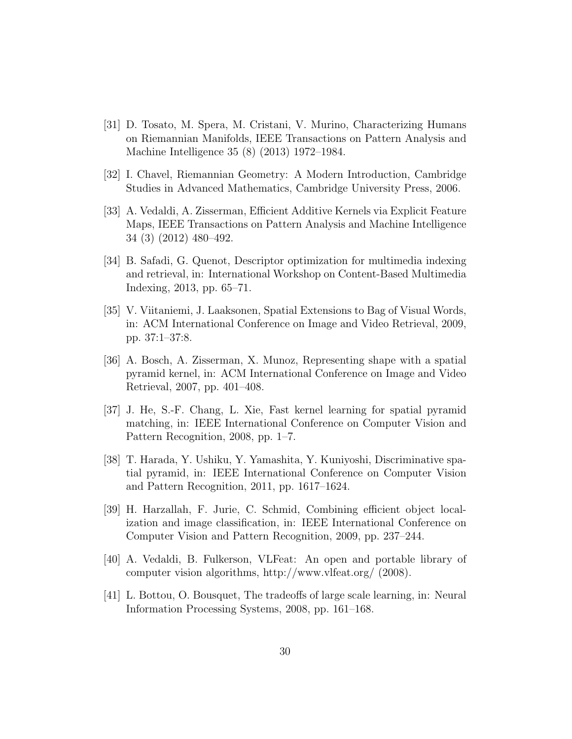[31] D. Tosato, M. Spera, M. Cristani, V. Murino, Characterizing Humans on Riemannian Manifolds, IEEE Transactions on Pattern Analysis and Machine Intelligence 35 (8) (2013) 1972–1984.

[32] I. Chavel, Riemannian Geometry: A Modern Introduction, Cambridge Studies in Advanced Mathematics, Cambridge University Press, 2006.

[33] A. Vedaldi, A. Zisserman, Efficient Additive Kernels via Explicit Feature Maps, IEEE Transactions on Pattern Analysis and Machine Intelligence 34 (3) (2012) 480–492.

[34] B. Safadi, G. Quenot, Descriptor optimization for multimedia indexing and retrieval, in: International Workshop on Content-Based Multimedia Indexing, 2013, pp. 65–71.

[35] V. Viitaniemi, J. Laaksonen, Spatial Extensions to Bag of Visual Words, in: ACM International Conference on Image and Video Retrieval, 2009, pp. 37:1–37:8.

[36] A. Bosch, A. Zisserman, X. Munoz, Representing shape with a spatial pyramid kernel, in: ACM International Conference on Image and Video Retrieval, 2007, pp. 401–408.

[37] J. He, S.-F. Chang, L. Xie, Fast kernel learning for spatial pyramid matching, in: IEEE International Conference on Computer Vision and Pattern Recognition, 2008, pp. 1–7.

[38] T. Harada, Y. Ushiku, Y. Yamashita, Y. Kuniyoshi, Discriminative spatial pyramid, in: IEEE International Conference on Computer Vision and Pattern Recognition, 2011, pp. 1617–1624.

[39] H. Harzallah, F. Jurie, C. Schmid, Combining efficient object localization and image classification, in: IEEE International Conference on Computer Vision and Pattern Recognition, 2009, pp. 237–244.

[40] A. Vedaldi, B. Fulkerson, VLFeat: An open and portable library of computer vision algorithms, http://www.vlfeat.org/ (2008).

[41] L. Bottou, O. Bousquet, The tradeoffs of large scale learning, in: Neural Information Processing Systems, 2008, pp. 161–168.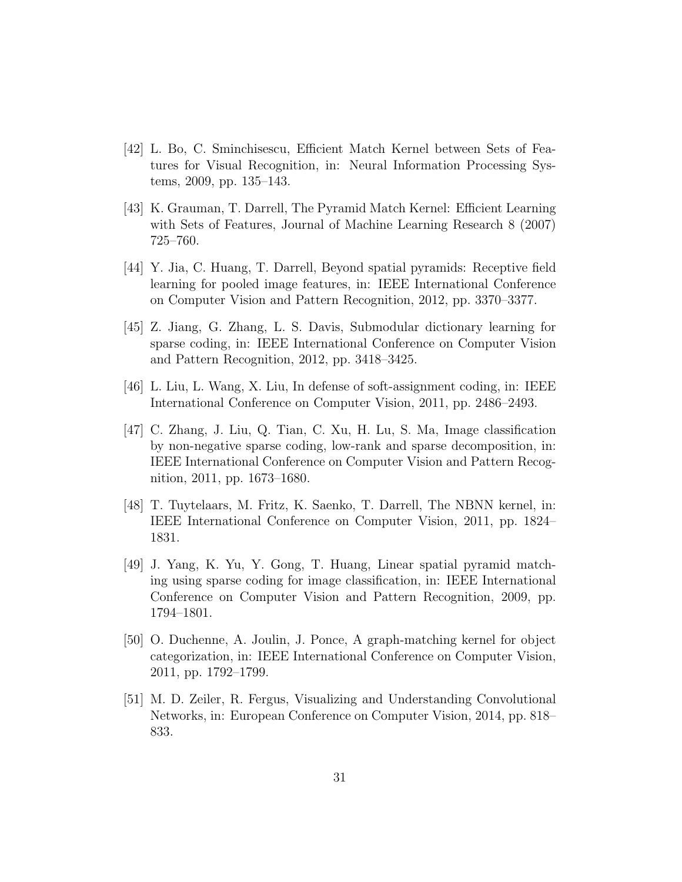[42] L. Bo, C. Sminchisescu, Efficient Match Kernel between Sets of Features for Visual Recognition, in: Neural Information Processing Systems, 2009, pp. 135–143.

[43] K. Grauman, T. Darrell, The Pyramid Match Kernel: Efficient Learning with Sets of Features, Journal of Machine Learning Research 8 (2007) 725–760.

[44] Y. Jia, C. Huang, T. Darrell, Beyond spatial pyramids: Receptive field learning for pooled image features, in: IEEE International Conference on Computer Vision and Pattern Recognition, 2012, pp. 3370–3377.

[45] Z. Jiang, G. Zhang, L. S. Davis, Submodular dictionary learning for sparse coding, in: IEEE International Conference on Computer Vision and Pattern Recognition, 2012, pp. 3418–3425.

[46] L. Liu, L. Wang, X. Liu, In defense of soft-assignment coding, in: IEEE International Conference on Computer Vision, 2011, pp. 2486–2493.

[47] C. Zhang, J. Liu, Q. Tian, C. Xu, H. Lu, S. Ma, Image classification by non-negative sparse coding, low-rank and sparse decomposition, in: IEEE International Conference on Computer Vision and Pattern Recognition, 2011, pp. 1673–1680.

[48] T. Tuytelaars, M. Fritz, K. Saenko, T. Darrell, The NBNN kernel, in: IEEE International Conference on Computer Vision, 2011, pp. 1824–1831.

[49] J. Yang, K. Yu, Y. Gong, T. Huang, Linear spatial pyramid matching using sparse coding for image classification, in: IEEE International Conference on Computer Vision and Pattern Recognition, 2009, pp. 1794–1801.

[50] O. Duchenne, A. Joulin, J. Ponce, A graph-matching kernel for object categorization, in: IEEE International Conference on Computer Vision, 2011, pp. 1792–1799.

[51] M. D. Zeiler, R. Fergus, Visualizing and Understanding Convolutional Networks, in: European Conference on Computer Vision, 2014, pp. 818–833.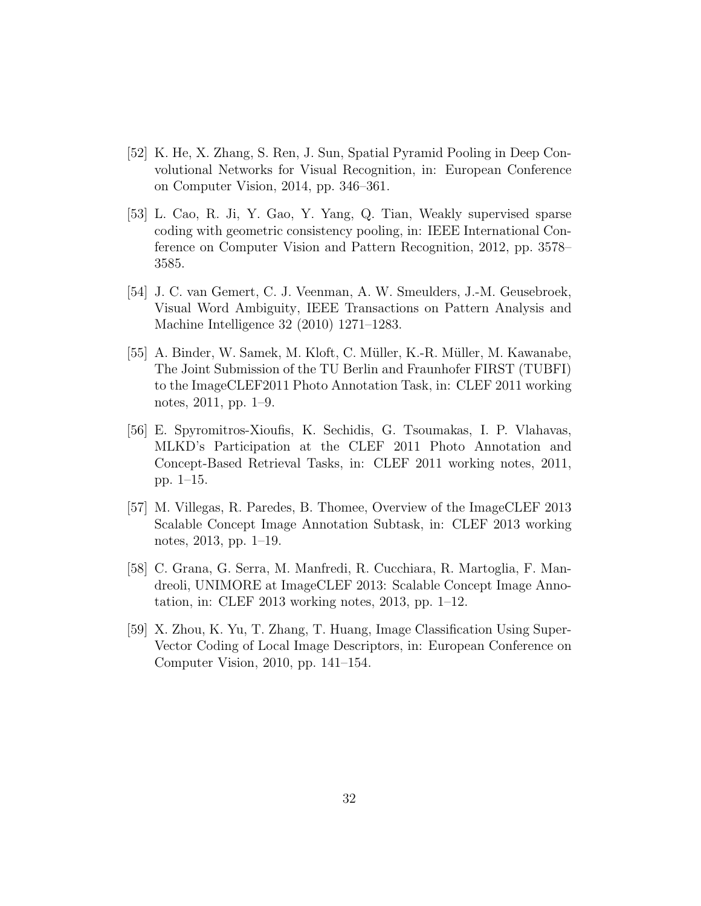[52] K. He, X. Zhang, S. Ren, J. Sun, Spatial Pyramid Pooling in Deep Convolutional Networks for Visual Recognition, in: European Conference on Computer Vision, 2014, pp. 346–361.

[53] L. Cao, R. Ji, Y. Gao, Y. Yang, Q. Tian, Weakly supervised sparse coding with geometric consistency pooling, in: IEEE International Conference on Computer Vision and Pattern Recognition, 2012, pp. 3578–3585.

[54] J. C. van Gemert, C. J. Veenman, A. W. Smeulders, J.-M. Geusebroek, Visual Word Ambiguity, IEEE Transactions on Pattern Analysis and Machine Intelligence 32 (2010) 1271–1283.

[55] A. Binder, W. Samek, M. Kloft, C. Müller, K.-R. Müller, M. Kawanabe, The Joint Submission of the TU Berlin and Fraunhofer FIRST (TUBFI) to the ImageCLEF2011 Photo Annotation Task, in: CLEF 2011 working notes, 2011, pp. 1–9.

[56] E. Spyromitros-Xioufis, K. Sechidis, G. Tsoumakas, I. P. Vlahavas, MLKD's Participation at the CLEF 2011 Photo Annotation and Concept-Based Retrieval Tasks, in: CLEF 2011 working notes, 2011, pp. 1–15.

[57] M. Villegas, R. Paredes, B. Thomee, Overview of the ImageCLEF 2013 Scalable Concept Image Annotation Subtask, in: CLEF 2013 working notes, 2013, pp. 1–19.

[58] C. Grana, G. Serra, M. Manfredi, R. Cucchiara, R. Martoglia, F. Mandreoli, UNIMORE at ImageCLEF 2013: Scalable Concept Image Annotation, in: CLEF 2013 working notes, 2013, pp. 1–12.

[59] X. Zhou, K. Yu, T. Zhang, T. Huang, Image Classification Using Super-Vector Coding of Local Image Descriptors, in: European Conference on Computer Vision, 2010, pp. 141–154.